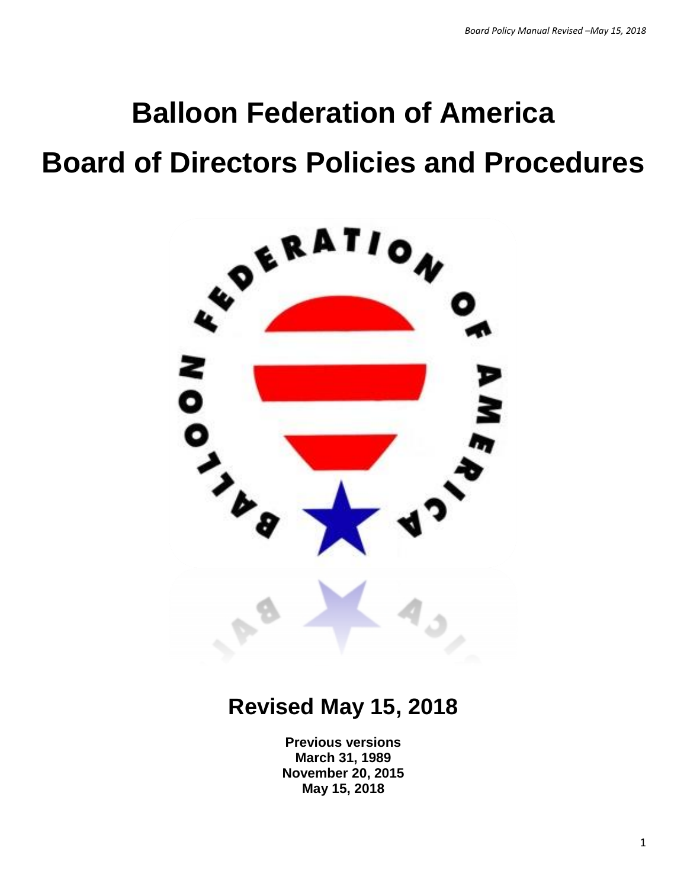# Balloon Federation of America

# Board of Directors Policies and Procedures

## Revised May 15, 2018

**Previous versions**
**March 31, 1989**
**November 20, 2015**
**May 15, 2018**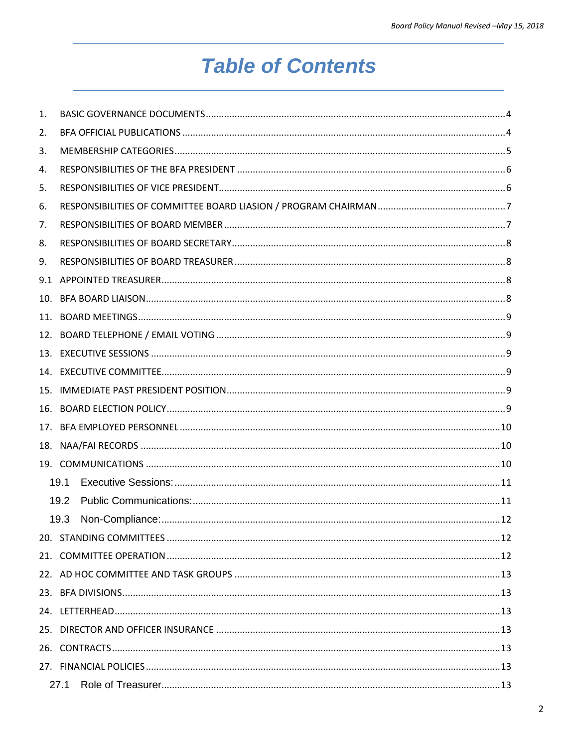# Table of Contents

1. BASIC GOVERNANCE DOCUMENTS....4
2. BFA OFFICIAL PUBLICATIONS....4
3. MEMBERSHIP CATEGORIES....5
4. RESPONSIBILITIES OF THE BFA PRESIDENT....6
5. RESPONSIBILITIES OF VICE PRESIDENT....6
6. RESPONSIBILITIES OF COMMITTEE BOARD LIASION / PROGRAM CHAIRMAN....7
7. RESPONSIBILITIES OF BOARD MEMBER....7
8. RESPONSIBILITIES OF BOARD SECRETARY....8
9. RESPONSIBILITIES OF BOARD TREASURER....8

9.1 APPOINTED TREASURER....8

10. BFA BOARD LIAISON....8
11. BOARD MEETINGS....9
12. BOARD TELEPHONE / EMAIL VOTING....9
13. EXECUTIVE SESSIONS....9
14. EXECUTIVE COMMITTEE....9
15. IMMEDIATE PAST PRESIDENT POSITION....9
16. BOARD ELECTION POLICY....9
17. BFA EMPLOYED PERSONNEL....10
18. NAA/FAI RECORDS....10
19. COMMUNICATIONS....10
    - 19.1 Executive Sessions:....11
    - 19.2 Public Communications:....11
    - 19.3 Non-Compliance:....12
20. STANDING COMMITTEES....12
21. COMMITTEE OPERATION....12
22. AD HOC COMMITTEE AND TASK GROUPS....13
23. BFA DIVISIONS....13
24. LETTERHEAD....13
25. DIRECTOR AND OFFICER INSURANCE....13
26. CONTRACTS....13
27. FINANCIAL POLICIES....13
    - 27.1 Role of Treasurer....13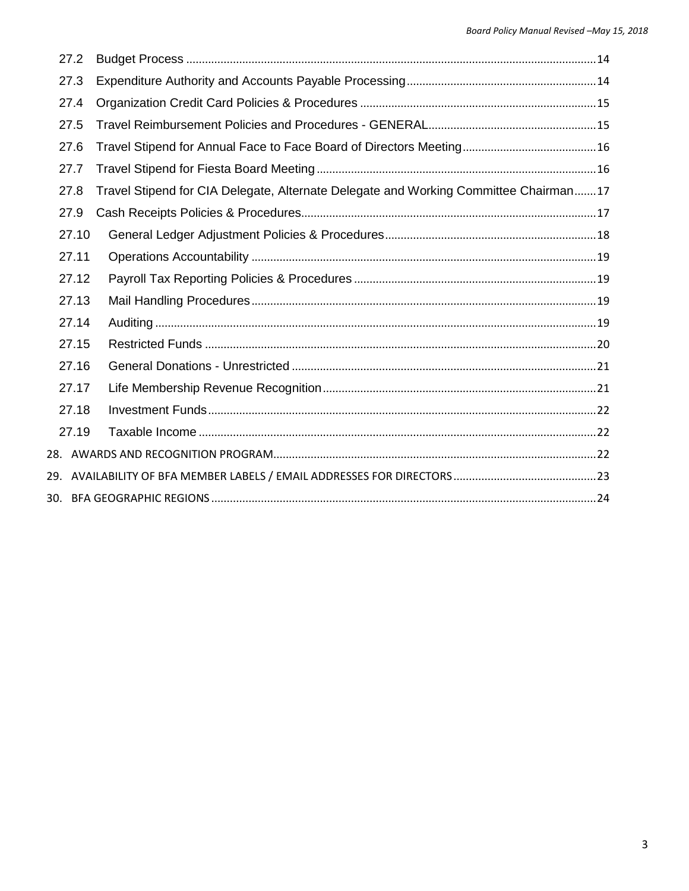- 27.2 Budget Process ... 14
- 27.3 Expenditure Authority and Accounts Payable Processing ... 14
- 27.4 Organization Credit Card Policies & Procedures ... 15
- 27.5 Travel Reimbursement Policies and Procedures - GENERAL ... 15
- 27.6 Travel Stipend for Annual Face to Face Board of Directors Meeting ... 16
- 27.7 Travel Stipend for Fiesta Board Meeting ... 16
- 27.8 Travel Stipend for CIA Delegate, Alternate Delegate and Working Committee Chairman ... 17
- 27.9 Cash Receipts Policies & Procedures ... 17
- 27.10 General Ledger Adjustment Policies & Procedures ... 18
- 27.11 Operations Accountability ... 19
- 27.12 Payroll Tax Reporting Policies & Procedures ... 19
- 27.13 Mail Handling Procedures ... 19
- 27.14 Auditing ... 19
- 27.15 Restricted Funds ... 20
- 27.16 General Donations - Unrestricted ... 21
- 27.17 Life Membership Revenue Recognition ... 21
- 27.18 Investment Funds ... 22
- 27.19 Taxable Income ... 22

28. AWARDS AND RECOGNITION PROGRAM ... 22
29. AVAILABILITY OF BFA MEMBER LABELS / EMAIL ADDRESSES FOR DIRECTORS ... 23
30. BFA GEOGRAPHIC REGIONS ... 24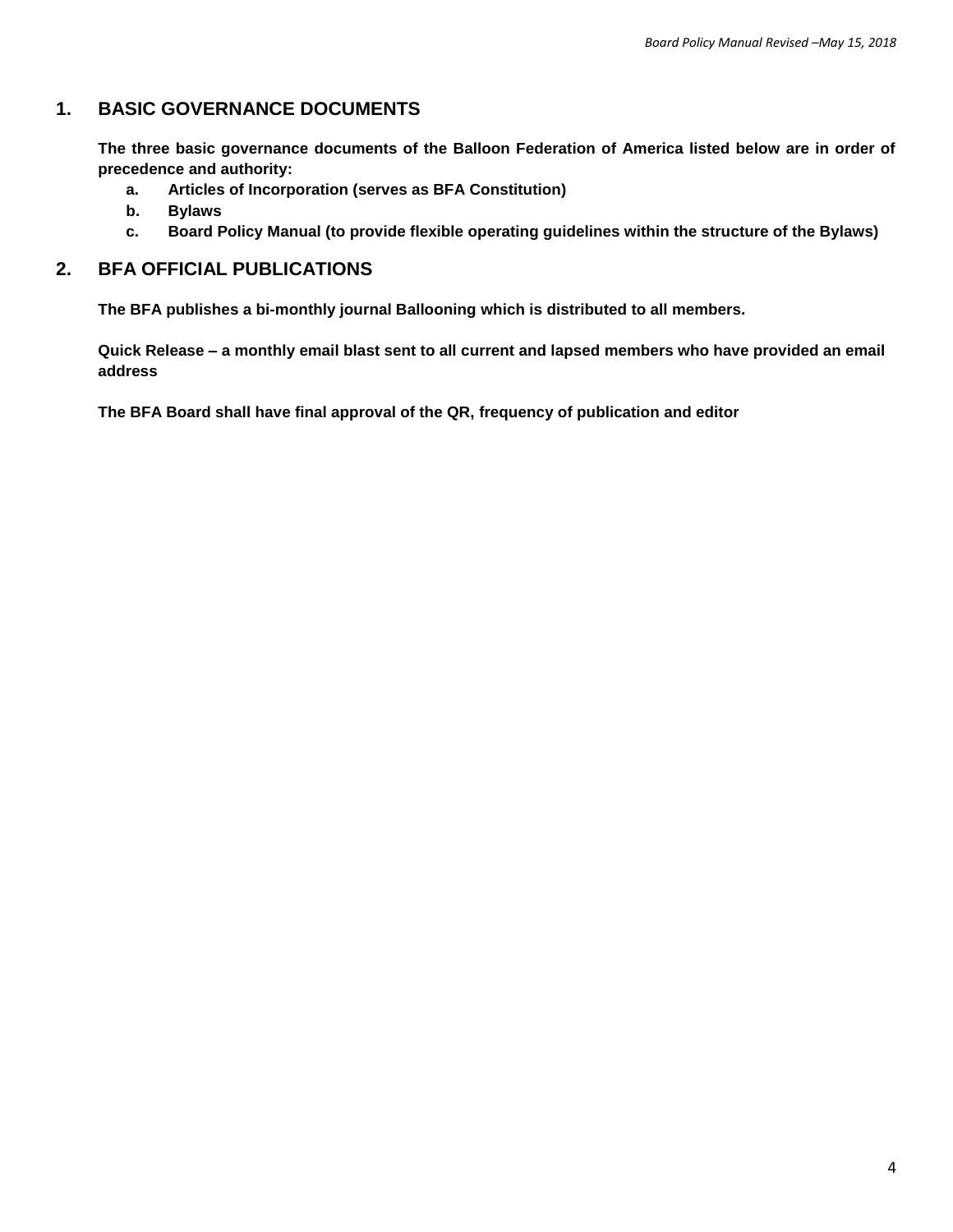## 1. BASIC GOVERNANCE DOCUMENTS

**The three basic governance documents of the Balloon Federation of America listed below are in order of precedence and authority:**

- **a. Articles of Incorporation (serves as BFA Constitution)**
- **b. Bylaws**
- **c. Board Policy Manual (to provide flexible operating guidelines within the structure of the Bylaws)**

## 2. BFA OFFICIAL PUBLICATIONS

**The BFA publishes a bi-monthly journal Ballooning which is distributed to all members.**

**Quick Release – a monthly email blast sent to all current and lapsed members who have provided an email address**

**The BFA Board shall have final approval of the QR, frequency of publication and editor**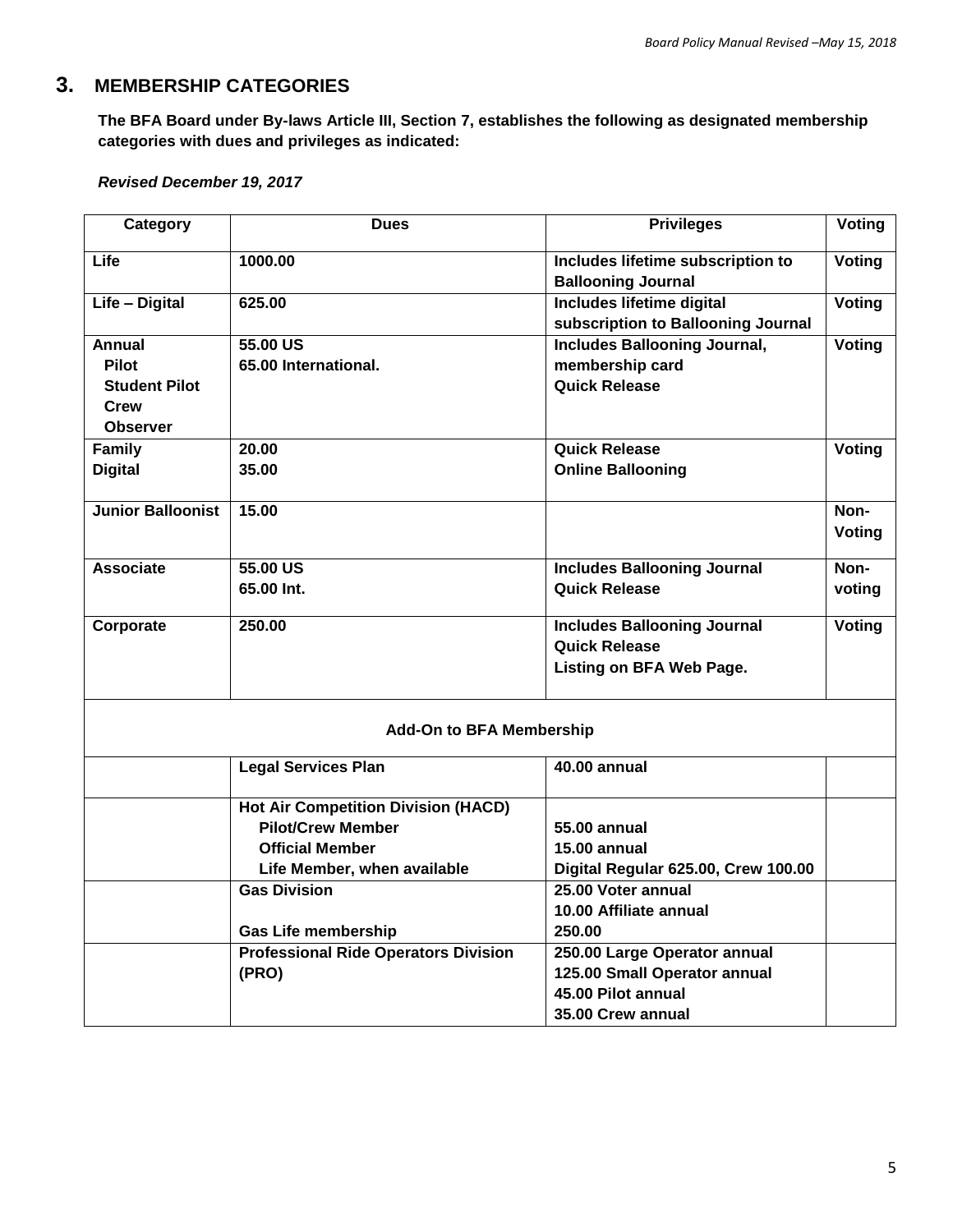## 3. MEMBERSHIP CATEGORIES

**The BFA Board under By-laws Article III, Section 7, establishes the following as designated membership categories with dues and privileges as indicated:**

***Revised December 19, 2017***

| Category | Dues | Privileges | Voting |
|---|---|---|---|
| **Life** | **1000.00** | **Includes lifetime subscription to Ballooning Journal** | **Voting** |
| **Life – Digital** | **625.00** | **Includes lifetime digital subscription to Ballooning Journal** | **Voting** |
| **Annual**<br>**Pilot**<br>**Student Pilot**<br>**Crew**<br>**Observer** | **55.00 US**<br>**65.00 International.** | **Includes Ballooning Journal, membership card**<br>**Quick Release** | **Voting** |
| **Family**<br>**Digital** | **20.00**<br>**35.00** | **Quick Release**<br>**Online Ballooning** | **Voting** |
| **Junior Balloonist** | **15.00** | | **Non-Voting** |
| **Associate** | **55.00 US**<br>**65.00 Int.** | **Includes Ballooning Journal**<br>**Quick Release** | **Non-voting** |
| **Corporate** | **250.00** | **Includes Ballooning Journal**<br>**Quick Release**<br>**Listing on BFA Web Page.** | **Voting** |
| **Add-On to BFA Membership** | | | |
| | **Legal Services Plan** | **40.00 annual** | |
| | **Hot Air Competition Division (HACD)**<br>**Pilot/Crew Member**<br>**Official Member**<br>**Life Member, when available** | <br>**55.00 annual**<br>**15.00 annual**<br>**Digital Regular 625.00, Crew 100.00** | |
| | **Gas Division**<br><br>**Gas Life membership** | **25.00 Voter annual**<br>**10.00 Affiliate annual**<br>**250.00** | |
| | **Professional Ride Operators Division (PRO)** | **250.00 Large Operator annual**<br>**125.00 Small Operator annual**<br>**45.00 Pilot annual**<br>**35.00 Crew annual** | |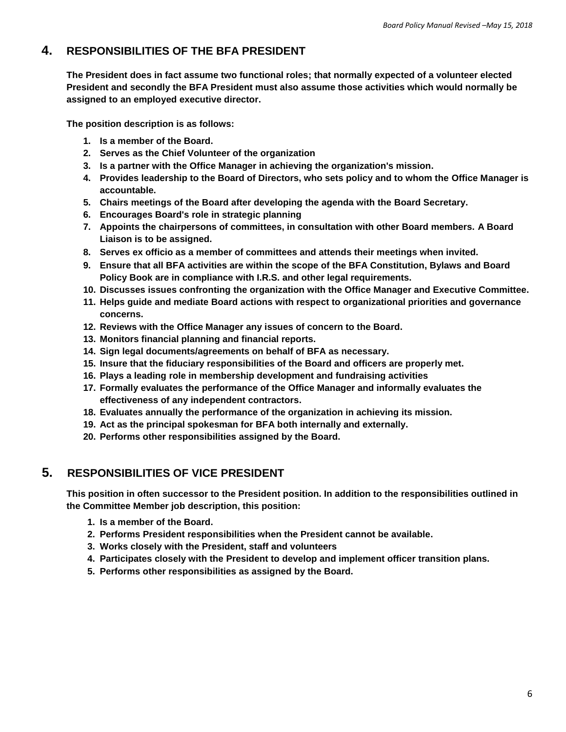## 4. RESPONSIBILITIES OF THE BFA PRESIDENT

**The President does in fact assume two functional roles; that normally expected of a volunteer elected President and secondly the BFA President must also assume those activities which would normally be assigned to an employed executive director.**

**The position description is as follows:**

1. **Is a member of the Board.**
2. **Serves as the Chief Volunteer of the organization**
3. **Is a partner with the Office Manager in achieving the organization's mission.**
4. **Provides leadership to the Board of Directors, who sets policy and to whom the Office Manager is accountable.**
5. **Chairs meetings of the Board after developing the agenda with the Board Secretary.**
6. **Encourages Board's role in strategic planning**
7. **Appoints the chairpersons of committees, in consultation with other Board members. A Board Liaison is to be assigned.**
8. **Serves ex officio as a member of committees and attends their meetings when invited.**
9. **Ensure that all BFA activities are within the scope of the BFA Constitution, Bylaws and Board Policy Book are in compliance with I.R.S. and other legal requirements.**
10. **Discusses issues confronting the organization with the Office Manager and Executive Committee.**
11. **Helps guide and mediate Board actions with respect to organizational priorities and governance concerns.**
12. **Reviews with the Office Manager any issues of concern to the Board.**
13. **Monitors financial planning and financial reports.**
14. **Sign legal documents/agreements on behalf of BFA as necessary.**
15. **Insure that the fiduciary responsibilities of the Board and officers are properly met.**
16. **Plays a leading role in membership development and fundraising activities**
17. **Formally evaluates the performance of the Office Manager and informally evaluates the effectiveness of any independent contractors.**
18. **Evaluates annually the performance of the organization in achieving its mission.**
19. **Act as the principal spokesman for BFA both internally and externally.**
20. **Performs other responsibilities assigned by the Board.**

## 5. RESPONSIBILITIES OF VICE PRESIDENT

**This position in often successor to the President position. In addition to the responsibilities outlined in the Committee Member job description, this position:**

1. **Is a member of the Board.**
2. **Performs President responsibilities when the President cannot be available.**
3. **Works closely with the President, staff and volunteers**
4. **Participates closely with the President to develop and implement officer transition plans.**
5. **Performs other responsibilities as assigned by the Board.**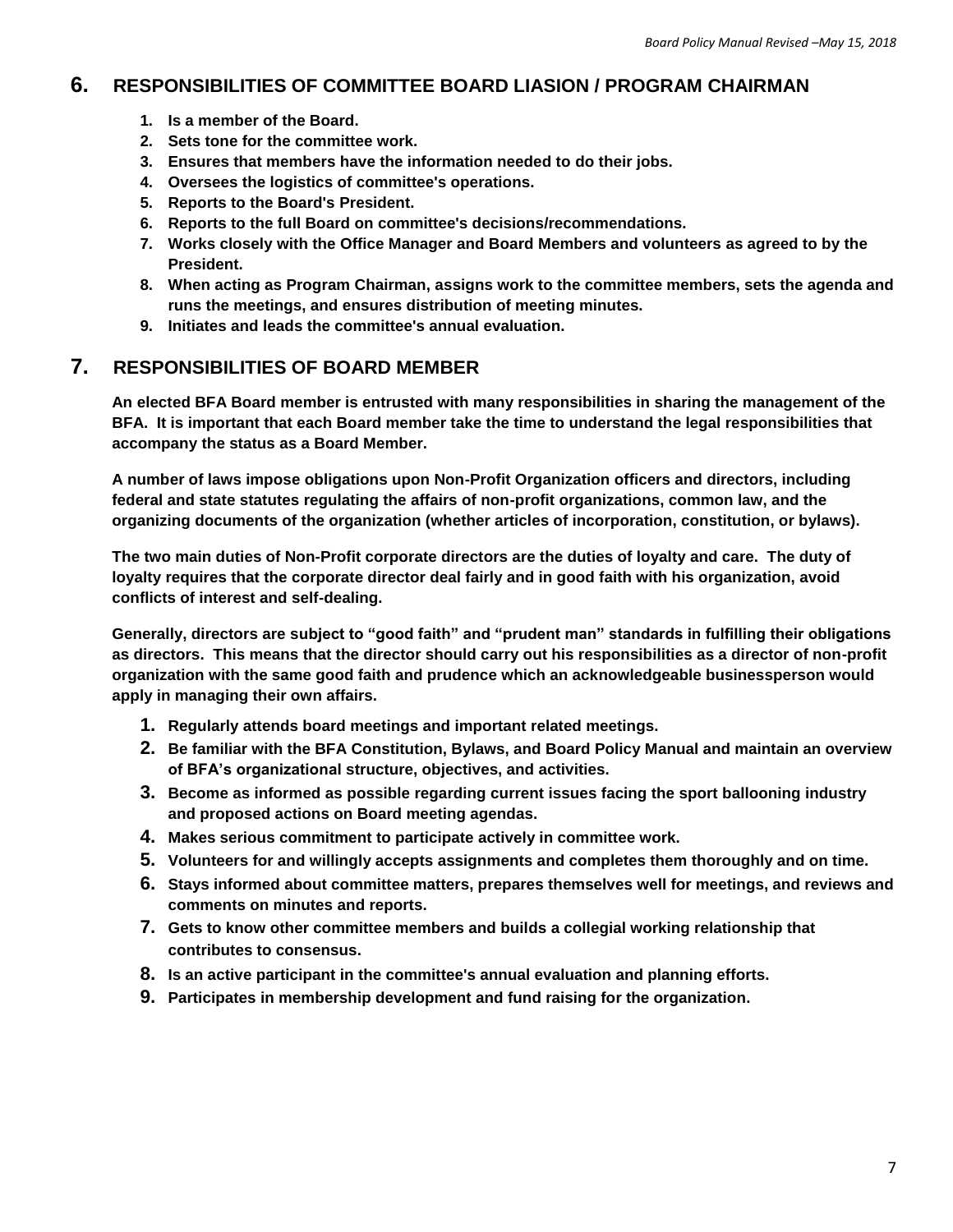## 6. RESPONSIBILITIES OF COMMITTEE BOARD LIASION / PROGRAM CHAIRMAN

1. **Is a member of the Board.**
2. **Sets tone for the committee work.**
3. **Ensures that members have the information needed to do their jobs.**
4. **Oversees the logistics of committee's operations.**
5. **Reports to the Board's President.**
6. **Reports to the full Board on committee's decisions/recommendations.**
7. **Works closely with the Office Manager and Board Members and volunteers as agreed to by the President.**
8. **When acting as Program Chairman, assigns work to the committee members, sets the agenda and runs the meetings, and ensures distribution of meeting minutes.**
9. **Initiates and leads the committee's annual evaluation.**

## 7. RESPONSIBILITIES OF BOARD MEMBER

**An elected BFA Board member is entrusted with many responsibilities in sharing the management of the BFA. It is important that each Board member take the time to understand the legal responsibilities that accompany the status as a Board Member.**

**A number of laws impose obligations upon Non-Profit Organization officers and directors, including federal and state statutes regulating the affairs of non-profit organizations, common law, and the organizing documents of the organization (whether articles of incorporation, constitution, or bylaws).**

**The two main duties of Non-Profit corporate directors are the duties of loyalty and care. The duty of loyalty requires that the corporate director deal fairly and in good faith with his organization, avoid conflicts of interest and self-dealing.**

**Generally, directors are subject to "good faith" and "prudent man" standards in fulfilling their obligations as directors. This means that the director should carry out his responsibilities as a director of non-profit organization with the same good faith and prudence which an acknowledgeable businessperson would apply in managing their own affairs.**

1. **Regularly attends board meetings and important related meetings.**
2. **Be familiar with the BFA Constitution, Bylaws, and Board Policy Manual and maintain an overview of BFA's organizational structure, objectives, and activities.**
3. **Become as informed as possible regarding current issues facing the sport ballooning industry and proposed actions on Board meeting agendas.**
4. **Makes serious commitment to participate actively in committee work.**
5. **Volunteers for and willingly accepts assignments and completes them thoroughly and on time.**
6. **Stays informed about committee matters, prepares themselves well for meetings, and reviews and comments on minutes and reports.**
7. **Gets to know other committee members and builds a collegial working relationship that contributes to consensus.**
8. **Is an active participant in the committee's annual evaluation and planning efforts.**
9. **Participates in membership development and fund raising for the organization.**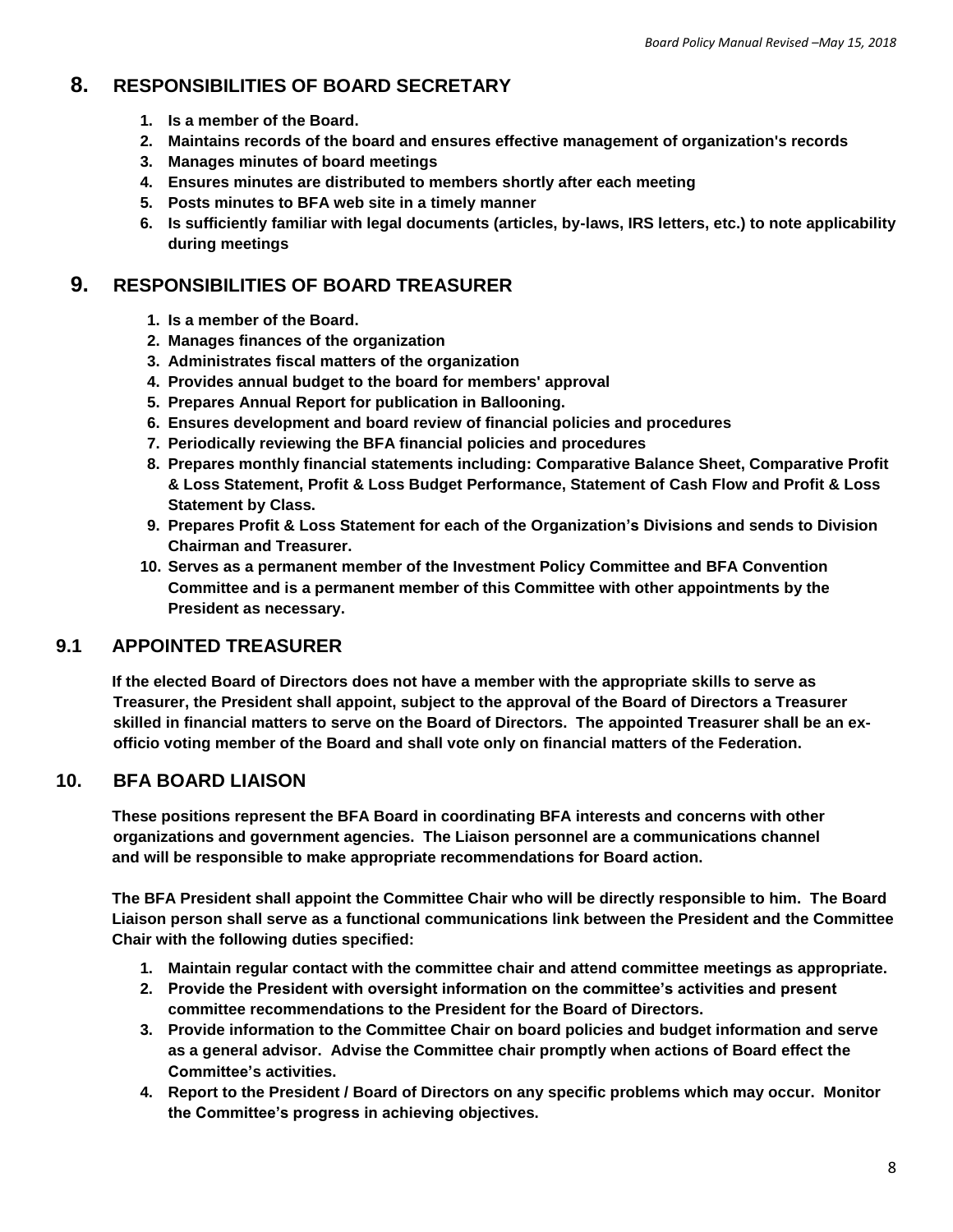## 8. RESPONSIBILITIES OF BOARD SECRETARY

1. **Is a member of the Board.**
2. **Maintains records of the board and ensures effective management of organization's records**
3. **Manages minutes of board meetings**
4. **Ensures minutes are distributed to members shortly after each meeting**
5. **Posts minutes to BFA web site in a timely manner**
6. **Is sufficiently familiar with legal documents (articles, by-laws, IRS letters, etc.) to note applicability during meetings**

## 9. RESPONSIBILITIES OF BOARD TREASURER

1. **Is a member of the Board.**
2. **Manages finances of the organization**
3. **Administrates fiscal matters of the organization**
4. **Provides annual budget to the board for members' approval**
5. **Prepares Annual Report for publication in Ballooning.**
6. **Ensures development and board review of financial policies and procedures**
7. **Periodically reviewing the BFA financial policies and procedures**
8. **Prepares monthly financial statements including: Comparative Balance Sheet, Comparative Profit & Loss Statement, Profit & Loss Budget Performance, Statement of Cash Flow and Profit & Loss Statement by Class.**
9. **Prepares Profit & Loss Statement for each of the Organization's Divisions and sends to Division Chairman and Treasurer.**
10. **Serves as a permanent member of the Investment Policy Committee and BFA Convention Committee and is a permanent member of this Committee with other appointments by the President as necessary.**

## 9.1 APPOINTED TREASURER

**If the elected Board of Directors does not have a member with the appropriate skills to serve as Treasurer, the President shall appoint, subject to the approval of the Board of Directors a Treasurer skilled in financial matters to serve on the Board of Directors. The appointed Treasurer shall be an ex-officio voting member of the Board and shall vote only on financial matters of the Federation.**

## 10. BFA BOARD LIAISON

**These positions represent the BFA Board in coordinating BFA interests and concerns with other organizations and government agencies. The Liaison personnel are a communications channel and will be responsible to make appropriate recommendations for Board action.**

**The BFA President shall appoint the Committee Chair who will be directly responsible to him. The Board Liaison person shall serve as a functional communications link between the President and the Committee Chair with the following duties specified:**

1. **Maintain regular contact with the committee chair and attend committee meetings as appropriate.**
2. **Provide the President with oversight information on the committee's activities and present committee recommendations to the President for the Board of Directors.**
3. **Provide information to the Committee Chair on board policies and budget information and serve as a general advisor. Advise the Committee chair promptly when actions of Board effect the Committee's activities.**
4. **Report to the President / Board of Directors on any specific problems which may occur. Monitor the Committee's progress in achieving objectives.**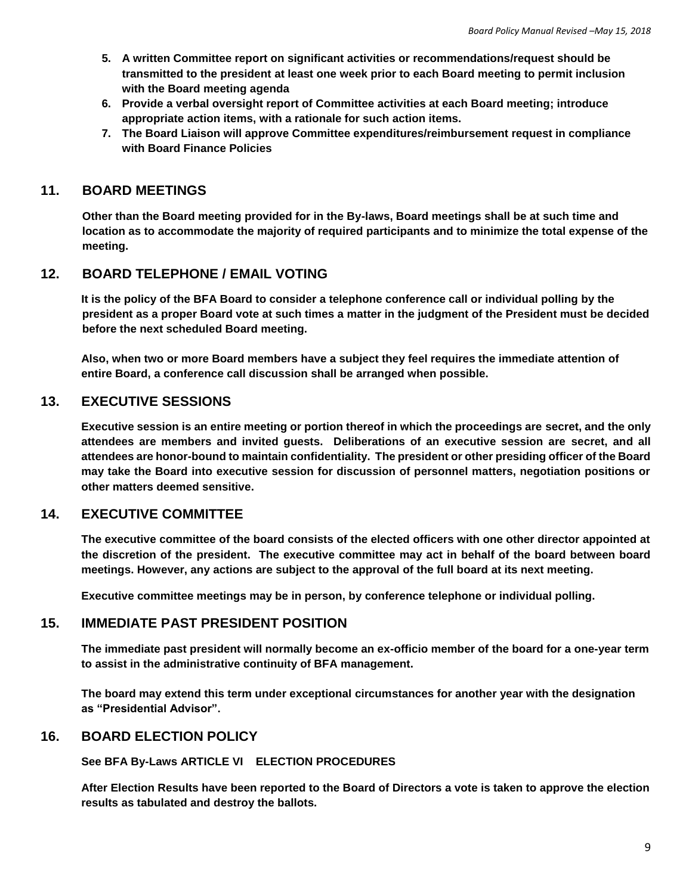5. **A written Committee report on significant activities or recommendations/request should be transmitted to the president at least one week prior to each Board meeting to permit inclusion with the Board meeting agenda**
6. **Provide a verbal oversight report of Committee activities at each Board meeting; introduce appropriate action items, with a rationale for such action items.**
7. **The Board Liaison will approve Committee expenditures/reimbursement request in compliance with Board Finance Policies**

## 11. BOARD MEETINGS

**Other than the Board meeting provided for in the By-laws, Board meetings shall be at such time and location as to accommodate the majority of required participants and to minimize the total expense of the meeting.**

## 12. BOARD TELEPHONE / EMAIL VOTING

**It is the policy of the BFA Board to consider a telephone conference call or individual polling by the president as a proper Board vote at such times a matter in the judgment of the President must be decided before the next scheduled Board meeting.**

**Also, when two or more Board members have a subject they feel requires the immediate attention of entire Board, a conference call discussion shall be arranged when possible.**

## 13. EXECUTIVE SESSIONS

**Executive session is an entire meeting or portion thereof in which the proceedings are secret, and the only attendees are members and invited guests. Deliberations of an executive session are secret, and all attendees are honor-bound to maintain confidentiality. The president or other presiding officer of the Board may take the Board into executive session for discussion of personnel matters, negotiation positions or other matters deemed sensitive.**

## 14. EXECUTIVE COMMITTEE

**The executive committee of the board consists of the elected officers with one other director appointed at the discretion of the president. The executive committee may act in behalf of the board between board meetings. However, any actions are subject to the approval of the full board at its next meeting.**

**Executive committee meetings may be in person, by conference telephone or individual polling.**

## 15. IMMEDIATE PAST PRESIDENT POSITION

**The immediate past president will normally become an ex-officio member of the board for a one-year term to assist in the administrative continuity of BFA management.**

**The board may extend this term under exceptional circumstances for another year with the designation as "Presidential Advisor".**

## 16. BOARD ELECTION POLICY

**See BFA By-Laws ARTICLE VI ELECTION PROCEDURES**

**After Election Results have been reported to the Board of Directors a vote is taken to approve the election results as tabulated and destroy the ballots.**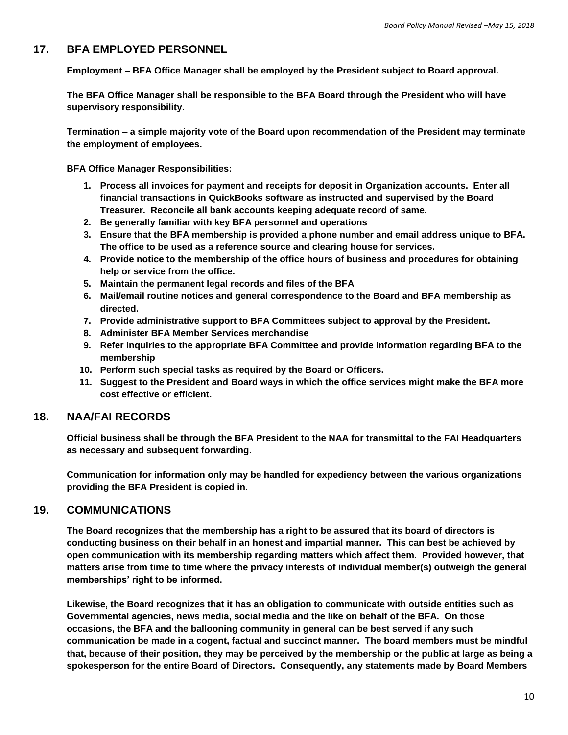## 17. BFA EMPLOYED PERSONNEL

**Employment – BFA Office Manager shall be employed by the President subject to Board approval.**

**The BFA Office Manager shall be responsible to the BFA Board through the President who will have supervisory responsibility.**

**Termination – a simple majority vote of the Board upon recommendation of the President may terminate the employment of employees.**

**BFA Office Manager Responsibilities:**

1. **Process all invoices for payment and receipts for deposit in Organization accounts. Enter all financial transactions in QuickBooks software as instructed and supervised by the Board Treasurer. Reconcile all bank accounts keeping adequate record of same.**
2. **Be generally familiar with key BFA personnel and operations**
3. **Ensure that the BFA membership is provided a phone number and email address unique to BFA. The office to be used as a reference source and clearing house for services.**
4. **Provide notice to the membership of the office hours of business and procedures for obtaining help or service from the office.**
5. **Maintain the permanent legal records and files of the BFA**
6. **Mail/email routine notices and general correspondence to the Board and BFA membership as directed.**
7. **Provide administrative support to BFA Committees subject to approval by the President.**
8. **Administer BFA Member Services merchandise**
9. **Refer inquiries to the appropriate BFA Committee and provide information regarding BFA to the membership**
10. **Perform such special tasks as required by the Board or Officers.**
11. **Suggest to the President and Board ways in which the office services might make the BFA more cost effective or efficient.**

## 18. NAA/FAI RECORDS

**Official business shall be through the BFA President to the NAA for transmittal to the FAI Headquarters as necessary and subsequent forwarding.**

**Communication for information only may be handled for expediency between the various organizations providing the BFA President is copied in.**

## 19. COMMUNICATIONS

**The Board recognizes that the membership has a right to be assured that its board of directors is conducting business on their behalf in an honest and impartial manner. This can best be achieved by open communication with its membership regarding matters which affect them. Provided however, that matters arise from time to time where the privacy interests of individual member(s) outweigh the general memberships' right to be informed.**

**Likewise, the Board recognizes that it has an obligation to communicate with outside entities such as Governmental agencies, news media, social media and the like on behalf of the BFA. On those occasions, the BFA and the ballooning community in general can be best served if any such communication be made in a cogent, factual and succinct manner. The board members must be mindful that, because of their position, they may be perceived by the membership or the public at large as being a spokesperson for the entire Board of Directors. Consequently, any statements made by Board Members**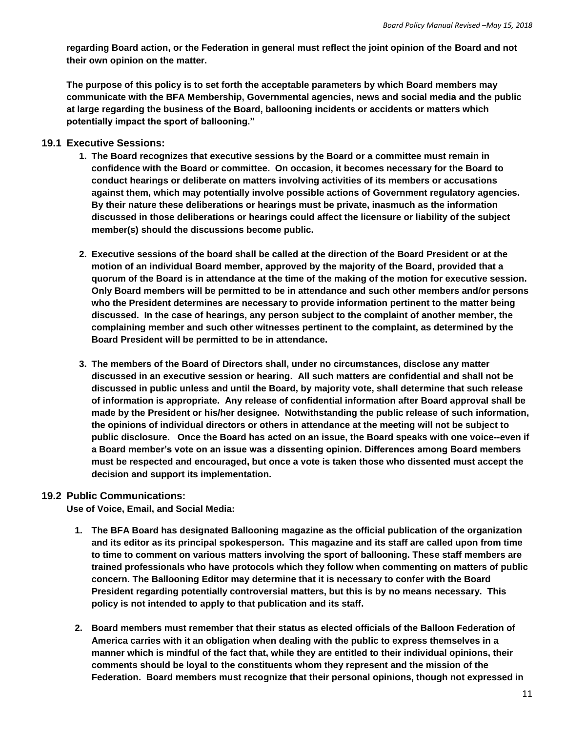**regarding Board action, or the Federation in general must reflect the joint opinion of the Board and not their own opinion on the matter.**

**The purpose of this policy is to set forth the acceptable parameters by which Board members may communicate with the BFA Membership, Governmental agencies, news and social media and the public at large regarding the business of the Board, ballooning incidents or accidents or matters which potentially impact the sport of ballooning."**

## 19.1 Executive Sessions:

1. **The Board recognizes that executive sessions by the Board or a committee must remain in confidence with the Board or committee. On occasion, it becomes necessary for the Board to conduct hearings or deliberate on matters involving activities of its members or accusations against them, which may potentially involve possible actions of Government regulatory agencies. By their nature these deliberations or hearings must be private, inasmuch as the information discussed in those deliberations or hearings could affect the licensure or liability of the subject member(s) should the discussions become public.**

2. **Executive sessions of the board shall be called at the direction of the Board President or at the motion of an individual Board member, approved by the majority of the Board, provided that a quorum of the Board is in attendance at the time of the making of the motion for executive session. Only Board members will be permitted to be in attendance and such other members and/or persons who the President determines are necessary to provide information pertinent to the matter being discussed. In the case of hearings, any person subject to the complaint of another member, the complaining member and such other witnesses pertinent to the complaint, as determined by the Board President will be permitted to be in attendance.**

3. **The members of the Board of Directors shall, under no circumstances, disclose any matter discussed in an executive session or hearing. All such matters are confidential and shall not be discussed in public unless and until the Board, by majority vote, shall determine that such release of information is appropriate. Any release of confidential information after Board approval shall be made by the President or his/her designee. Notwithstanding the public release of such information, the opinions of individual directors or others in attendance at the meeting will not be subject to public disclosure. Once the Board has acted on an issue, the Board speaks with one voice--even if a Board member's vote on an issue was a dissenting opinion. Differences among Board members must be respected and encouraged, but once a vote is taken those who dissented must accept the decision and support its implementation.**

## 19.2 Public Communications:

**Use of Voice, Email, and Social Media:**

1. **The BFA Board has designated Ballooning magazine as the official publication of the organization and its editor as its principal spokesperson. This magazine and its staff are called upon from time to time to comment on various matters involving the sport of ballooning. These staff members are trained professionals who have protocols which they follow when commenting on matters of public concern. The Ballooning Editor may determine that it is necessary to confer with the Board President regarding potentially controversial matters, but this is by no means necessary. This policy is not intended to apply to that publication and its staff.**

2. **Board members must remember that their status as elected officials of the Balloon Federation of America carries with it an obligation when dealing with the public to express themselves in a manner which is mindful of the fact that, while they are entitled to their individual opinions, their comments should be loyal to the constituents whom they represent and the mission of the Federation. Board members must recognize that their personal opinions, though not expressed in**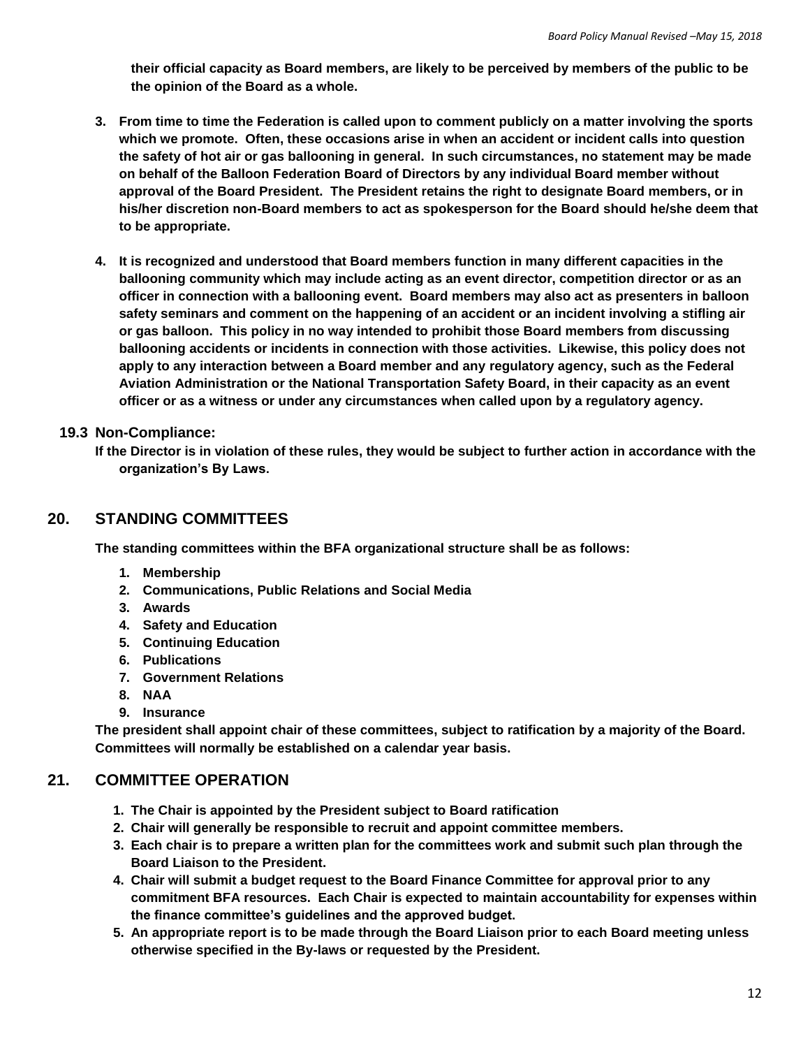**their official capacity as Board members, are likely to be perceived by members of the public to be the opinion of the Board as a whole.**

3. **From time to time the Federation is called upon to comment publicly on a matter involving the sports which we promote. Often, these occasions arise in when an accident or incident calls into question the safety of hot air or gas ballooning in general. In such circumstances, no statement may be made on behalf of the Balloon Federation Board of Directors by any individual Board member without approval of the Board President. The President retains the right to designate Board members, or in his/her discretion non-Board members to act as spokesperson for the Board should he/she deem that to be appropriate.**

4. **It is recognized and understood that Board members function in many different capacities in the ballooning community which may include acting as an event director, competition director or as an officer in connection with a ballooning event. Board members may also act as presenters in balloon safety seminars and comment on the happening of an accident or an incident involving a stifling air or gas balloon. This policy in no way intended to prohibit those Board members from discussing ballooning accidents or incidents in connection with those activities. Likewise, this policy does not apply to any interaction between a Board member and any regulatory agency, such as the Federal Aviation Administration or the National Transportation Safety Board, in their capacity as an event officer or as a witness or under any circumstances when called upon by a regulatory agency.**

### 19.3 Non-Compliance:

**If the Director is in violation of these rules, they would be subject to further action in accordance with the organization's By Laws.**

## 20. STANDING COMMITTEES

**The standing committees within the BFA organizational structure shall be as follows:**

1. **Membership**
2. **Communications, Public Relations and Social Media**
3. **Awards**
4. **Safety and Education**
5. **Continuing Education**
6. **Publications**
7. **Government Relations**
8. **NAA**
9. **Insurance**

**The president shall appoint chair of these committees, subject to ratification by a majority of the Board. Committees will normally be established on a calendar year basis.**

## 21. COMMITTEE OPERATION

1. **The Chair is appointed by the President subject to Board ratification**
2. **Chair will generally be responsible to recruit and appoint committee members.**
3. **Each chair is to prepare a written plan for the committees work and submit such plan through the Board Liaison to the President.**
4. **Chair will submit a budget request to the Board Finance Committee for approval prior to any commitment BFA resources. Each Chair is expected to maintain accountability for expenses within the finance committee's guidelines and the approved budget.**
5. **An appropriate report is to be made through the Board Liaison prior to each Board meeting unless otherwise specified in the By-laws or requested by the President.**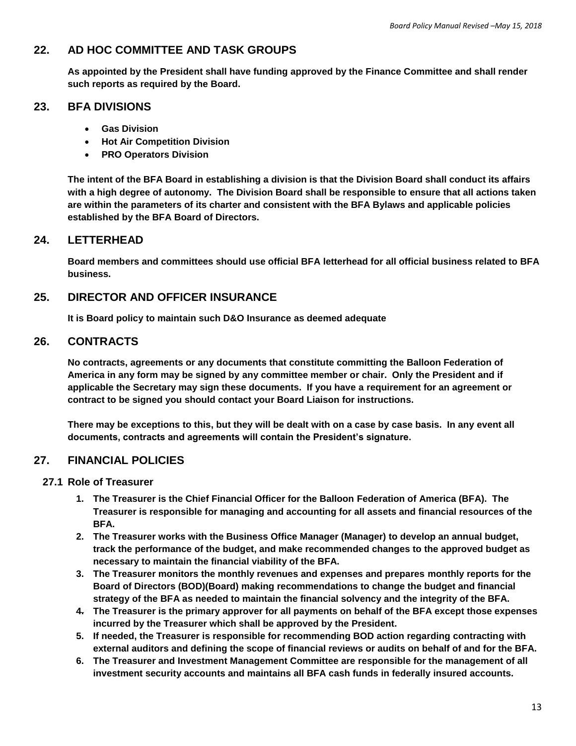## 22. AD HOC COMMITTEE AND TASK GROUPS

**As appointed by the President shall have funding approved by the Finance Committee and shall render such reports as required by the Board.**

## 23. BFA DIVISIONS

- **Gas Division**
- **Hot Air Competition Division**
- **PRO Operators Division**

**The intent of the BFA Board in establishing a division is that the Division Board shall conduct its affairs with a high degree of autonomy. The Division Board shall be responsible to ensure that all actions taken are within the parameters of its charter and consistent with the BFA Bylaws and applicable policies established by the BFA Board of Directors.**

## 24. LETTERHEAD

**Board members and committees should use official BFA letterhead for all official business related to BFA business.**

## 25. DIRECTOR AND OFFICER INSURANCE

**It is Board policy to maintain such D&O Insurance as deemed adequate**

## 26. CONTRACTS

**No contracts, agreements or any documents that constitute committing the Balloon Federation of America in any form may be signed by any committee member or chair. Only the President and if applicable the Secretary may sign these documents. If you have a requirement for an agreement or contract to be signed you should contact your Board Liaison for instructions.**

**There may be exceptions to this, but they will be dealt with on a case by case basis. In any event all documents, contracts and agreements will contain the President's signature.**

## 27. FINANCIAL POLICIES

### 27.1 Role of Treasurer

1. **The Treasurer is the Chief Financial Officer for the Balloon Federation of America (BFA). The Treasurer is responsible for managing and accounting for all assets and financial resources of the BFA.**
2. **The Treasurer works with the Business Office Manager (Manager) to develop an annual budget, track the performance of the budget, and make recommended changes to the approved budget as necessary to maintain the financial viability of the BFA.**
3. **The Treasurer monitors the monthly revenues and expenses and prepares monthly reports for the Board of Directors (BOD)(Board) making recommendations to change the budget and financial strategy of the BFA as needed to maintain the financial solvency and the integrity of the BFA.**
4. **The Treasurer is the primary approver for all payments on behalf of the BFA except those expenses incurred by the Treasurer which shall be approved by the President.**
5. **If needed, the Treasurer is responsible for recommending BOD action regarding contracting with external auditors and defining the scope of financial reviews or audits on behalf of and for the BFA.**
6. **The Treasurer and Investment Management Committee are responsible for the management of all investment security accounts and maintains all BFA cash funds in federally insured accounts.**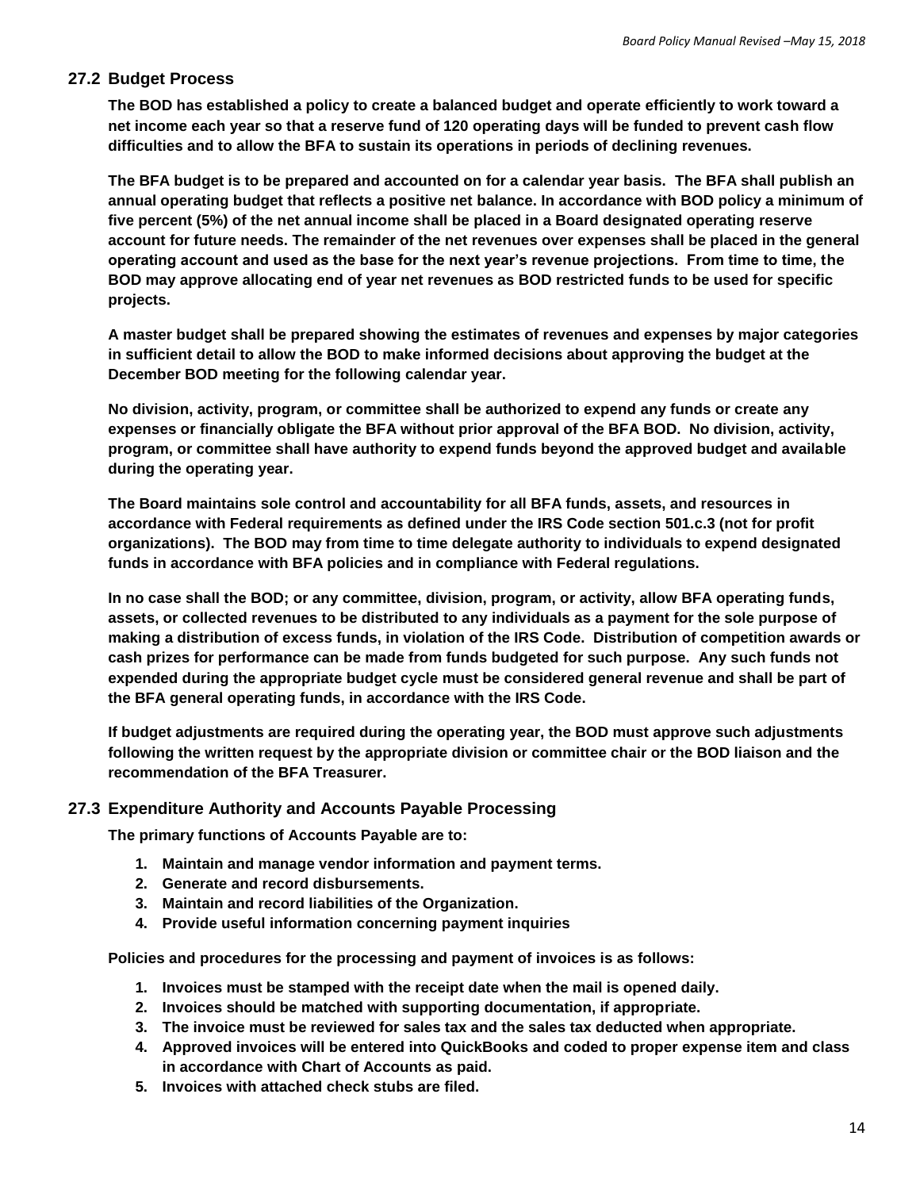## 27.2 Budget Process

**The BOD has established a policy to create a balanced budget and operate efficiently to work toward a net income each year so that a reserve fund of 120 operating days will be funded to prevent cash flow difficulties and to allow the BFA to sustain its operations in periods of declining revenues.**

**The BFA budget is to be prepared and accounted on for a calendar year basis. The BFA shall publish an annual operating budget that reflects a positive net balance. In accordance with BOD policy a minimum of five percent (5%) of the net annual income shall be placed in a Board designated operating reserve account for future needs. The remainder of the net revenues over expenses shall be placed in the general operating account and used as the base for the next year's revenue projections. From time to time, the BOD may approve allocating end of year net revenues as BOD restricted funds to be used for specific projects.**

**A master budget shall be prepared showing the estimates of revenues and expenses by major categories in sufficient detail to allow the BOD to make informed decisions about approving the budget at the December BOD meeting for the following calendar year.**

**No division, activity, program, or committee shall be authorized to expend any funds or create any expenses or financially obligate the BFA without prior approval of the BFA BOD. No division, activity, program, or committee shall have authority to expend funds beyond the approved budget and available during the operating year.**

**The Board maintains sole control and accountability for all BFA funds, assets, and resources in accordance with Federal requirements as defined under the IRS Code section 501.c.3 (not for profit organizations). The BOD may from time to time delegate authority to individuals to expend designated funds in accordance with BFA policies and in compliance with Federal regulations.**

**In no case shall the BOD; or any committee, division, program, or activity, allow BFA operating funds, assets, or collected revenues to be distributed to any individuals as a payment for the sole purpose of making a distribution of excess funds, in violation of the IRS Code. Distribution of competition awards or cash prizes for performance can be made from funds budgeted for such purpose. Any such funds not expended during the appropriate budget cycle must be considered general revenue and shall be part of the BFA general operating funds, in accordance with the IRS Code.**

**If budget adjustments are required during the operating year, the BOD must approve such adjustments following the written request by the appropriate division or committee chair or the BOD liaison and the recommendation of the BFA Treasurer.**

## 27.3 Expenditure Authority and Accounts Payable Processing

**The primary functions of Accounts Payable are to:**

1. **Maintain and manage vendor information and payment terms.**
2. **Generate and record disbursements.**
3. **Maintain and record liabilities of the Organization.**
4. **Provide useful information concerning payment inquiries**

**Policies and procedures for the processing and payment of invoices is as follows:**

1. **Invoices must be stamped with the receipt date when the mail is opened daily.**
2. **Invoices should be matched with supporting documentation, if appropriate.**
3. **The invoice must be reviewed for sales tax and the sales tax deducted when appropriate.**
4. **Approved invoices will be entered into QuickBooks and coded to proper expense item and class in accordance with Chart of Accounts as paid.**
5. **Invoices with attached check stubs are filed.**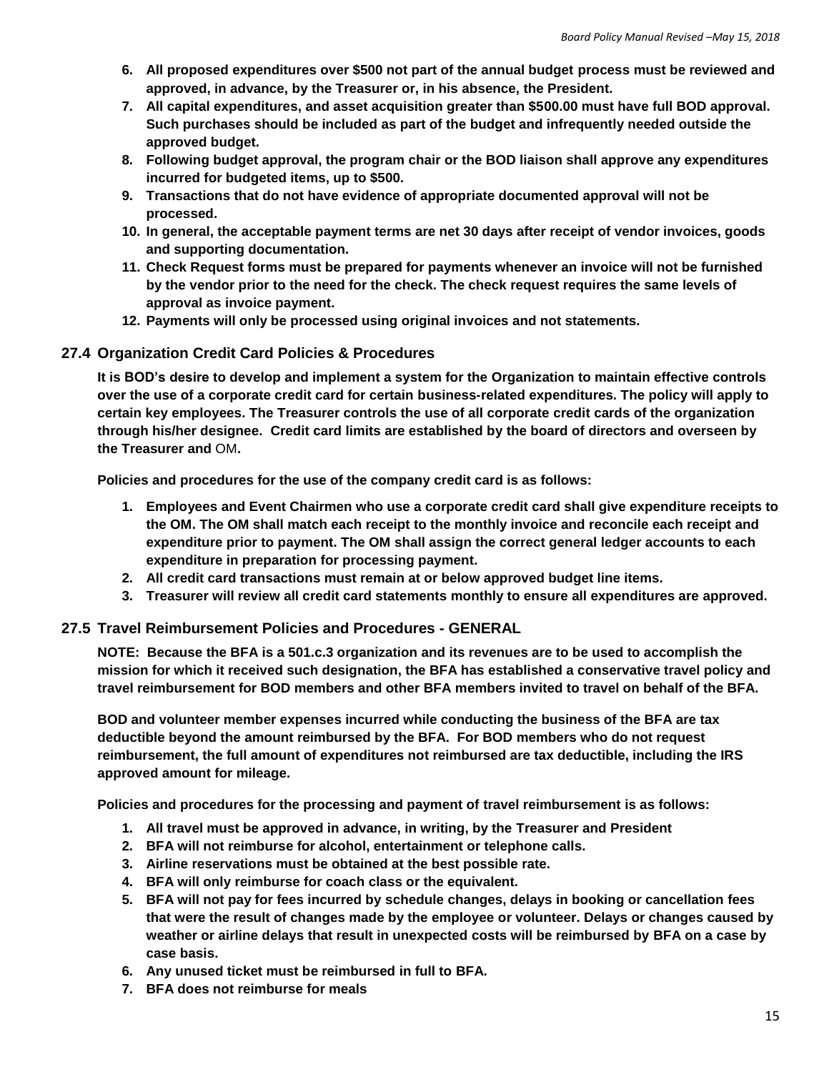6. **All proposed expenditures over $500 not part of the annual budget process must be reviewed and approved, in advance, by the Treasurer or, in his absence, the President.**
7. **All capital expenditures, and asset acquisition greater than $500.00 must have full BOD approval. Such purchases should be included as part of the budget and infrequently needed outside the approved budget.**
8. **Following budget approval, the program chair or the BOD liaison shall approve any expenditures incurred for budgeted items, up to $500.**
9. **Transactions that do not have evidence of appropriate documented approval will not be processed.**
10. **In general, the acceptable payment terms are net 30 days after receipt of vendor invoices, goods and supporting documentation.**
11. **Check Request forms must be prepared for payments whenever an invoice will not be furnished by the vendor prior to the need for the check. The check request requires the same levels of approval as invoice payment.**
12. **Payments will only be processed using original invoices and not statements.**

## 27.4 Organization Credit Card Policies & Procedures

**It is BOD's desire to develop and implement a system for the Organization to maintain effective controls over the use of a corporate credit card for certain business-related expenditures. The policy will apply to certain key employees. The Treasurer controls the use of all corporate credit cards of the organization through his/her designee. Credit card limits are established by the board of directors and overseen by the Treasurer and** OM**.**

**Policies and procedures for the use of the company credit card is as follows:**

1. **Employees and Event Chairmen who use a corporate credit card shall give expenditure receipts to the OM. The OM shall match each receipt to the monthly invoice and reconcile each receipt and expenditure prior to payment. The OM shall assign the correct general ledger accounts to each expenditure in preparation for processing payment.**
2. **All credit card transactions must remain at or below approved budget line items.**
3. **Treasurer will review all credit card statements monthly to ensure all expenditures are approved.**

## 27.5 Travel Reimbursement Policies and Procedures - GENERAL

**NOTE: Because the BFA is a 501.c.3 organization and its revenues are to be used to accomplish the mission for which it received such designation, the BFA has established a conservative travel policy and travel reimbursement for BOD members and other BFA members invited to travel on behalf of the BFA.**

**BOD and volunteer member expenses incurred while conducting the business of the BFA are tax deductible beyond the amount reimbursed by the BFA. For BOD members who do not request reimbursement, the full amount of expenditures not reimbursed are tax deductible, including the IRS approved amount for mileage.**

**Policies and procedures for the processing and payment of travel reimbursement is as follows:**

1. **All travel must be approved in advance, in writing, by the Treasurer and President**
2. **BFA will not reimburse for alcohol, entertainment or telephone calls.**
3. **Airline reservations must be obtained at the best possible rate.**
4. **BFA will only reimburse for coach class or the equivalent.**
5. **BFA will not pay for fees incurred by schedule changes, delays in booking or cancellation fees that were the result of changes made by the employee or volunteer. Delays or changes caused by weather or airline delays that result in unexpected costs will be reimbursed by BFA on a case by case basis.**
6. **Any unused ticket must be reimbursed in full to BFA.**
7. **BFA does not reimburse for meals**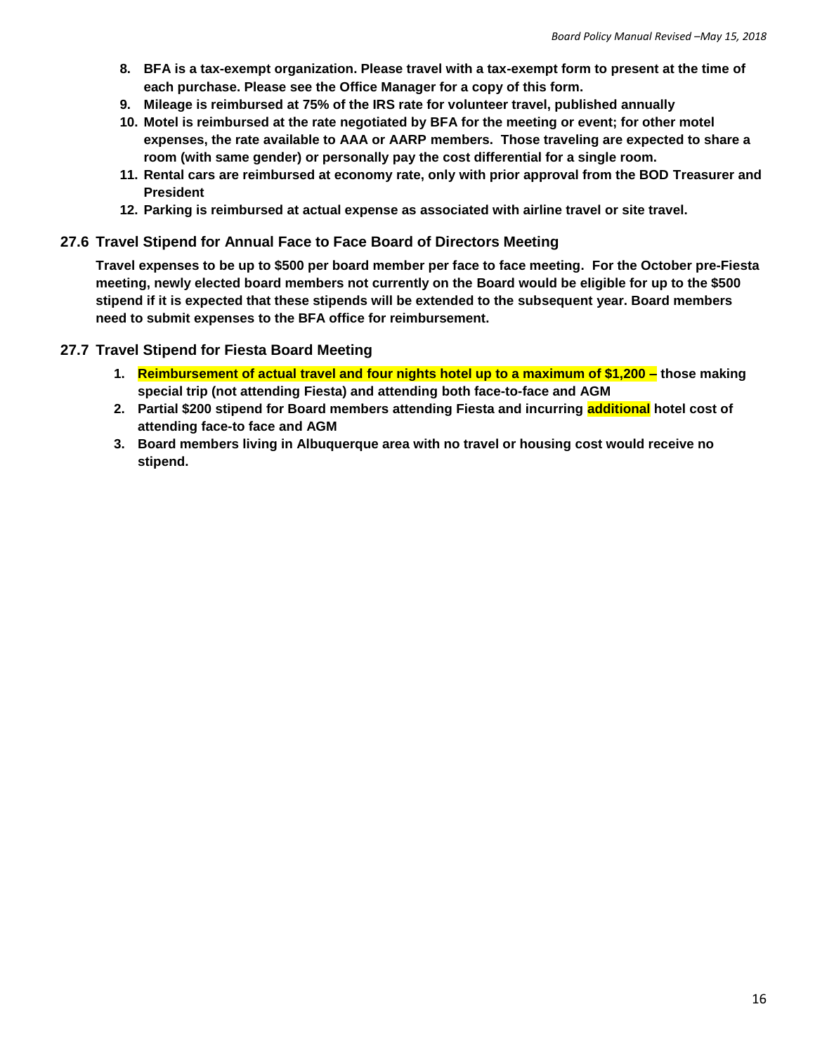8. **BFA is a tax-exempt organization. Please travel with a tax-exempt form to present at the time of each purchase. Please see the Office Manager for a copy of this form.**
9. **Mileage is reimbursed at 75% of the IRS rate for volunteer travel, published annually**
10. **Motel is reimbursed at the rate negotiated by BFA for the meeting or event; for other motel expenses, the rate available to AAA or AARP members. Those traveling are expected to share a room (with same gender) or personally pay the cost differential for a single room.**
11. **Rental cars are reimbursed at economy rate, only with prior approval from the BOD Treasurer and President**
12. **Parking is reimbursed at actual expense as associated with airline travel or site travel.**

## 27.6 Travel Stipend for Annual Face to Face Board of Directors Meeting

**Travel expenses to be up to $500 per board member per face to face meeting. For the October pre-Fiesta meeting, newly elected board members not currently on the Board would be eligible for up to the $500 stipend if it is expected that these stipends will be extended to the subsequent year. Board members need to submit expenses to the BFA office for reimbursement.**

## 27.7 Travel Stipend for Fiesta Board Meeting

1. **Reimbursement of actual travel and four nights hotel up to a maximum of $1,200 – those making special trip (not attending Fiesta) and attending both face-to-face and AGM**
2. **Partial $200 stipend for Board members attending Fiesta and incurring additional hotel cost of attending face-to face and AGM**
3. **Board members living in Albuquerque area with no travel or housing cost would receive no stipend.**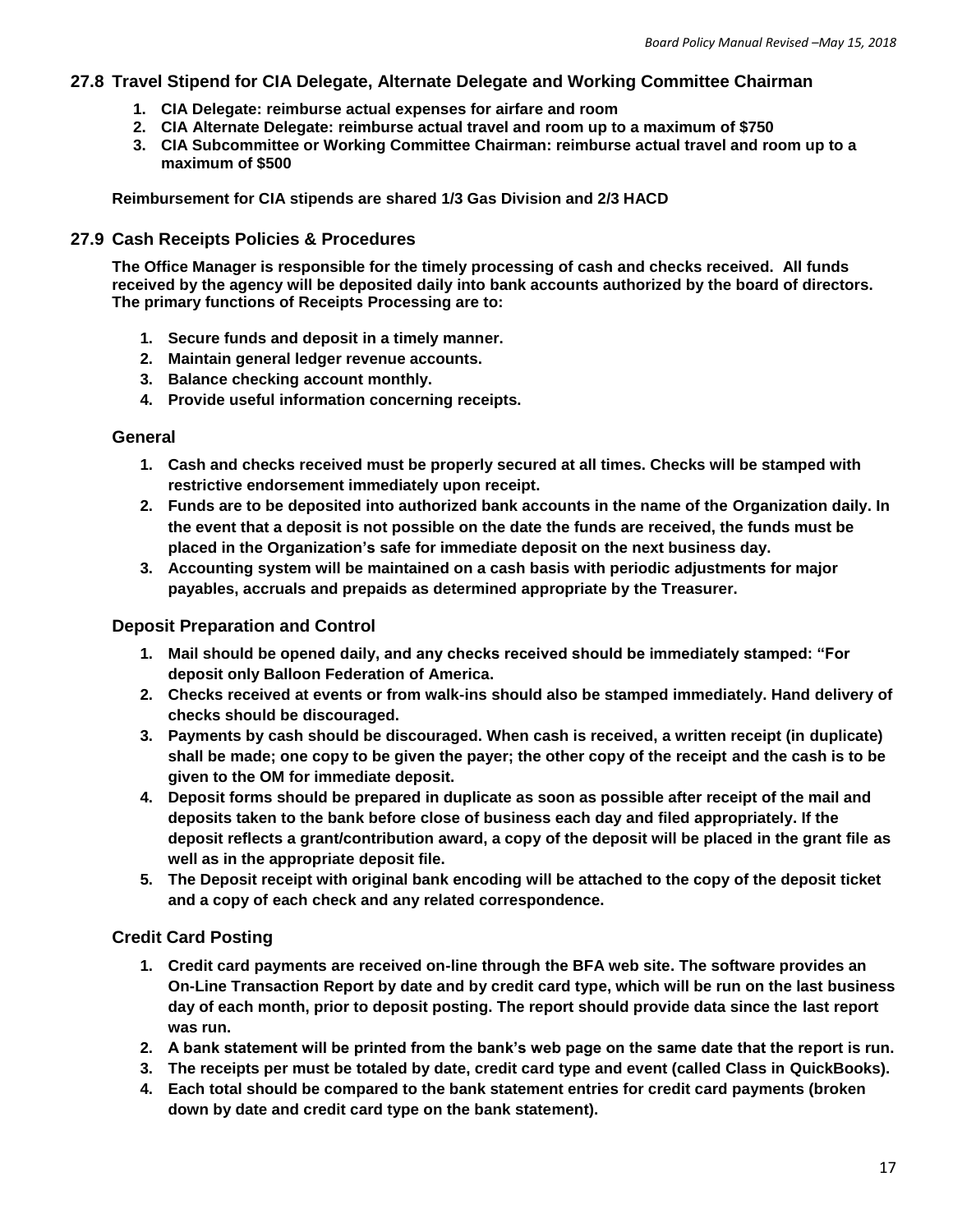## 27.8 Travel Stipend for CIA Delegate, Alternate Delegate and Working Committee Chairman

1. **CIA Delegate: reimburse actual expenses for airfare and room**
2. **CIA Alternate Delegate: reimburse actual travel and room up to a maximum of $750**
3. **CIA Subcommittee or Working Committee Chairman: reimburse actual travel and room up to a maximum of $500**

**Reimbursement for CIA stipends are shared 1/3 Gas Division and 2/3 HACD**

## 27.9 Cash Receipts Policies & Procedures

**The Office Manager is responsible for the timely processing of cash and checks received. All funds received by the agency will be deposited daily into bank accounts authorized by the board of directors. The primary functions of Receipts Processing are to:**

1. **Secure funds and deposit in a timely manner.**
2. **Maintain general ledger revenue accounts.**
3. **Balance checking account monthly.**
4. **Provide useful information concerning receipts.**

### General

1. **Cash and checks received must be properly secured at all times. Checks will be stamped with restrictive endorsement immediately upon receipt.**
2. **Funds are to be deposited into authorized bank accounts in the name of the Organization daily. In the event that a deposit is not possible on the date the funds are received, the funds must be placed in the Organization's safe for immediate deposit on the next business day.**
3. **Accounting system will be maintained on a cash basis with periodic adjustments for major payables, accruals and prepaids as determined appropriate by the Treasurer.**

### Deposit Preparation and Control

1. **Mail should be opened daily, and any checks received should be immediately stamped: "For deposit only Balloon Federation of America.**
2. **Checks received at events or from walk-ins should also be stamped immediately. Hand delivery of checks should be discouraged.**
3. **Payments by cash should be discouraged. When cash is received, a written receipt (in duplicate) shall be made; one copy to be given the payer; the other copy of the receipt and the cash is to be given to the OM for immediate deposit.**
4. **Deposit forms should be prepared in duplicate as soon as possible after receipt of the mail and deposits taken to the bank before close of business each day and filed appropriately. If the deposit reflects a grant/contribution award, a copy of the deposit will be placed in the grant file as well as in the appropriate deposit file.**
5. **The Deposit receipt with original bank encoding will be attached to the copy of the deposit ticket and a copy of each check and any related correspondence.**

### Credit Card Posting

1. **Credit card payments are received on-line through the BFA web site. The software provides an On-Line Transaction Report by date and by credit card type, which will be run on the last business day of each month, prior to deposit posting. The report should provide data since the last report was run.**
2. **A bank statement will be printed from the bank's web page on the same date that the report is run.**
3. **The receipts per must be totaled by date, credit card type and event (called Class in QuickBooks).**
4. **Each total should be compared to the bank statement entries for credit card payments (broken down by date and credit card type on the bank statement).**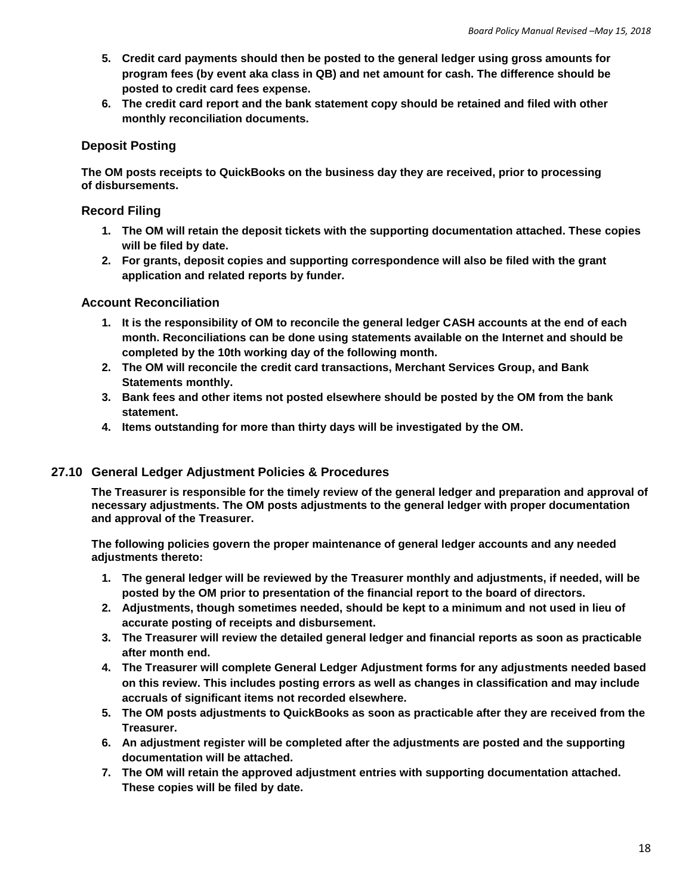5. **Credit card payments should then be posted to the general ledger using gross amounts for program fees (by event aka class in QB) and net amount for cash. The difference should be posted to credit card fees expense.**
6. **The credit card report and the bank statement copy should be retained and filed with other monthly reconciliation documents.**

### Deposit Posting

**The OM posts receipts to QuickBooks on the business day they are received, prior to processing of disbursements.**

### Record Filing

1. **The OM will retain the deposit tickets with the supporting documentation attached. These copies will be filed by date.**
2. **For grants, deposit copies and supporting correspondence will also be filed with the grant application and related reports by funder.**

### Account Reconciliation

1. **It is the responsibility of OM to reconcile the general ledger CASH accounts at the end of each month. Reconciliations can be done using statements available on the Internet and should be completed by the 10th working day of the following month.**
2. **The OM will reconcile the credit card transactions, Merchant Services Group, and Bank Statements monthly.**
3. **Bank fees and other items not posted elsewhere should be posted by the OM from the bank statement.**
4. **Items outstanding for more than thirty days will be investigated by the OM.**

## 27.10 General Ledger Adjustment Policies & Procedures

**The Treasurer is responsible for the timely review of the general ledger and preparation and approval of necessary adjustments. The OM posts adjustments to the general ledger with proper documentation and approval of the Treasurer.**

**The following policies govern the proper maintenance of general ledger accounts and any needed adjustments thereto:**

1. **The general ledger will be reviewed by the Treasurer monthly and adjustments, if needed, will be posted by the OM prior to presentation of the financial report to the board of directors.**
2. **Adjustments, though sometimes needed, should be kept to a minimum and not used in lieu of accurate posting of receipts and disbursement.**
3. **The Treasurer will review the detailed general ledger and financial reports as soon as practicable after month end.**
4. **The Treasurer will complete General Ledger Adjustment forms for any adjustments needed based on this review. This includes posting errors as well as changes in classification and may include accruals of significant items not recorded elsewhere.**
5. **The OM posts adjustments to QuickBooks as soon as practicable after they are received from the Treasurer.**
6. **An adjustment register will be completed after the adjustments are posted and the supporting documentation will be attached.**
7. **The OM will retain the approved adjustment entries with supporting documentation attached. These copies will be filed by date.**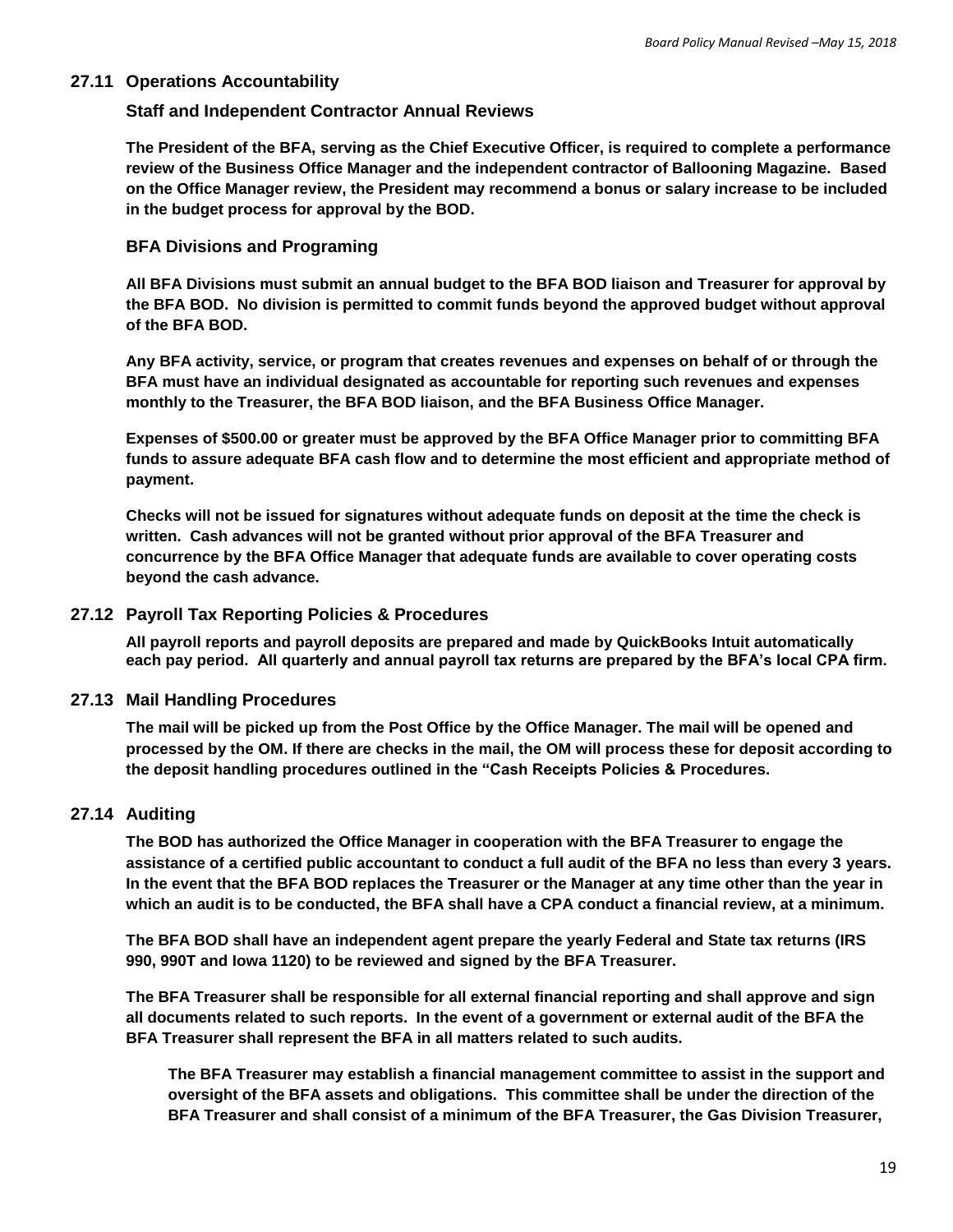## 27.11 Operations Accountability

### Staff and Independent Contractor Annual Reviews

**The President of the BFA, serving as the Chief Executive Officer, is required to complete a performance review of the Business Office Manager and the independent contractor of Ballooning Magazine. Based on the Office Manager review, the President may recommend a bonus or salary increase to be included in the budget process for approval by the BOD.**

### BFA Divisions and Programing

**All BFA Divisions must submit an annual budget to the BFA BOD liaison and Treasurer for approval by the BFA BOD. No division is permitted to commit funds beyond the approved budget without approval of the BFA BOD.**

**Any BFA activity, service, or program that creates revenues and expenses on behalf of or through the BFA must have an individual designated as accountable for reporting such revenues and expenses monthly to the Treasurer, the BFA BOD liaison, and the BFA Business Office Manager.**

**Expenses of $500.00 or greater must be approved by the BFA Office Manager prior to committing BFA funds to assure adequate BFA cash flow and to determine the most efficient and appropriate method of payment.**

**Checks will not be issued for signatures without adequate funds on deposit at the time the check is written. Cash advances will not be granted without prior approval of the BFA Treasurer and concurrence by the BFA Office Manager that adequate funds are available to cover operating costs beyond the cash advance.**

## 27.12 Payroll Tax Reporting Policies & Procedures

**All payroll reports and payroll deposits are prepared and made by QuickBooks Intuit automatically each pay period. All quarterly and annual payroll tax returns are prepared by the BFA's local CPA firm.**

## 27.13 Mail Handling Procedures

**The mail will be picked up from the Post Office by the Office Manager. The mail will be opened and processed by the OM. If there are checks in the mail, the OM will process these for deposit according to the deposit handling procedures outlined in the "Cash Receipts Policies & Procedures.**

## 27.14 Auditing

**The BOD has authorized the Office Manager in cooperation with the BFA Treasurer to engage the assistance of a certified public accountant to conduct a full audit of the BFA no less than every 3 years. In the event that the BFA BOD replaces the Treasurer or the Manager at any time other than the year in which an audit is to be conducted, the BFA shall have a CPA conduct a financial review, at a minimum.**

**The BFA BOD shall have an independent agent prepare the yearly Federal and State tax returns (IRS 990, 990T and Iowa 1120) to be reviewed and signed by the BFA Treasurer.**

**The BFA Treasurer shall be responsible for all external financial reporting and shall approve and sign all documents related to such reports. In the event of a government or external audit of the BFA the BFA Treasurer shall represent the BFA in all matters related to such audits.**

**The BFA Treasurer may establish a financial management committee to assist in the support and oversight of the BFA assets and obligations. This committee shall be under the direction of the BFA Treasurer and shall consist of a minimum of the BFA Treasurer, the Gas Division Treasurer,**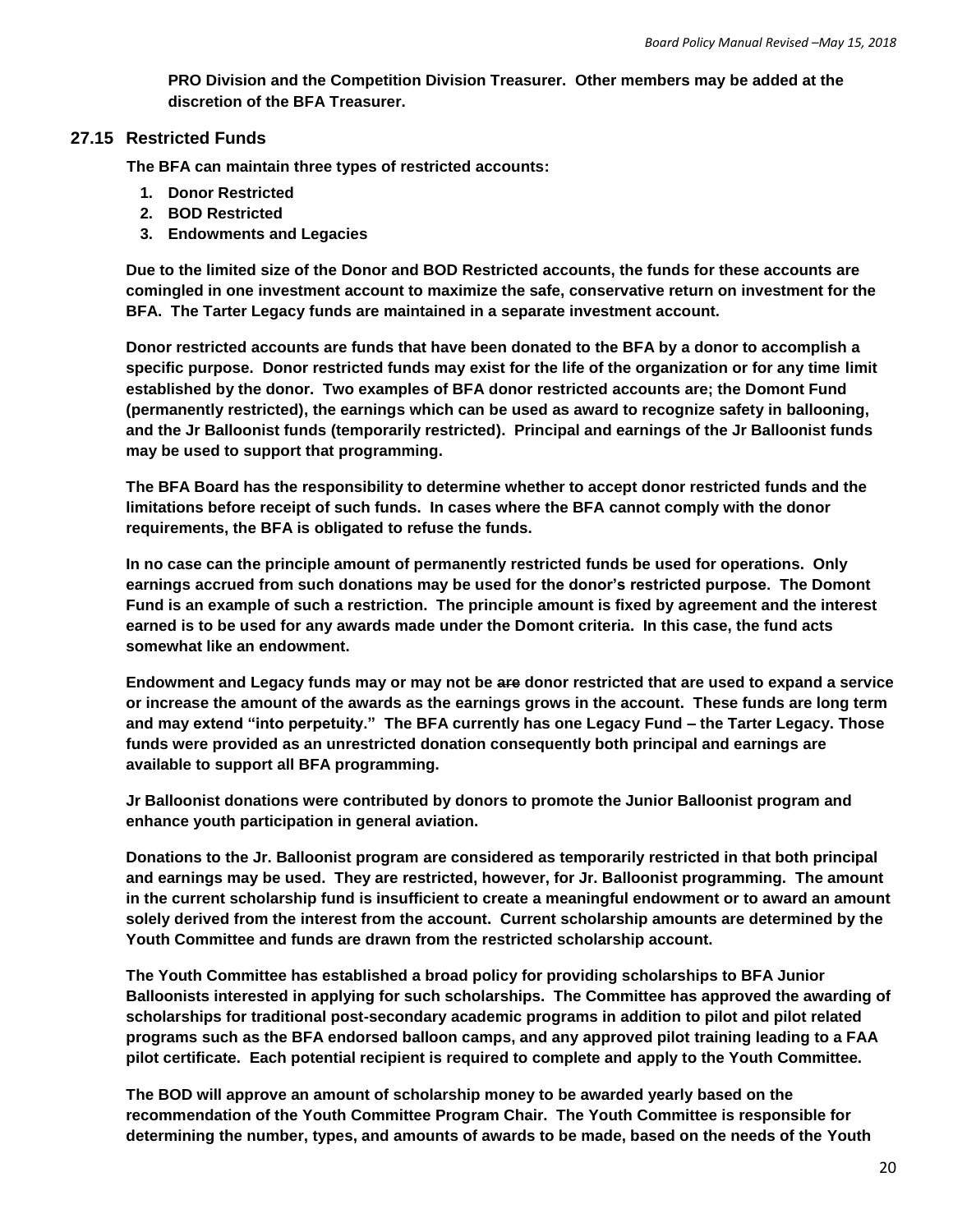**PRO Division and the Competition Division Treasurer. Other members may be added at the discretion of the BFA Treasurer.**

## 27.15 Restricted Funds

**The BFA can maintain three types of restricted accounts:**

1. **Donor Restricted**
2. **BOD Restricted**
3. **Endowments and Legacies**

**Due to the limited size of the Donor and BOD Restricted accounts, the funds for these accounts are comingled in one investment account to maximize the safe, conservative return on investment for the BFA. The Tarter Legacy funds are maintained in a separate investment account.**

**Donor restricted accounts are funds that have been donated to the BFA by a donor to accomplish a specific purpose. Donor restricted funds may exist for the life of the organization or for any time limit established by the donor. Two examples of BFA donor restricted accounts are; the Domont Fund (permanently restricted), the earnings which can be used as award to recognize safety in ballooning, and the Jr Balloonist funds (temporarily restricted). Principal and earnings of the Jr Balloonist funds may be used to support that programming.**

**The BFA Board has the responsibility to determine whether to accept donor restricted funds and the limitations before receipt of such funds. In cases where the BFA cannot comply with the donor requirements, the BFA is obligated to refuse the funds.**

**In no case can the principle amount of permanently restricted funds be used for operations. Only earnings accrued from such donations may be used for the donor's restricted purpose. The Domont Fund is an example of such a restriction. The principle amount is fixed by agreement and the interest earned is to be used for any awards made under the Domont criteria. In this case, the fund acts somewhat like an endowment.**

**Endowment and Legacy funds may or may not be ~~are~~ donor restricted that are used to expand a service or increase the amount of the awards as the earnings grows in the account. These funds are long term and may extend "into perpetuity." The BFA currently has one Legacy Fund – the Tarter Legacy. Those funds were provided as an unrestricted donation consequently both principal and earnings are available to support all BFA programming.**

**Jr Balloonist donations were contributed by donors to promote the Junior Balloonist program and enhance youth participation in general aviation.**

**Donations to the Jr. Balloonist program are considered as temporarily restricted in that both principal and earnings may be used. They are restricted, however, for Jr. Balloonist programming. The amount in the current scholarship fund is insufficient to create a meaningful endowment or to award an amount solely derived from the interest from the account. Current scholarship amounts are determined by the Youth Committee and funds are drawn from the restricted scholarship account.**

**The Youth Committee has established a broad policy for providing scholarships to BFA Junior Balloonists interested in applying for such scholarships. The Committee has approved the awarding of scholarships for traditional post-secondary academic programs in addition to pilot and pilot related programs such as the BFA endorsed balloon camps, and any approved pilot training leading to a FAA pilot certificate. Each potential recipient is required to complete and apply to the Youth Committee.**

**The BOD will approve an amount of scholarship money to be awarded yearly based on the recommendation of the Youth Committee Program Chair. The Youth Committee is responsible for determining the number, types, and amounts of awards to be made, based on the needs of the Youth**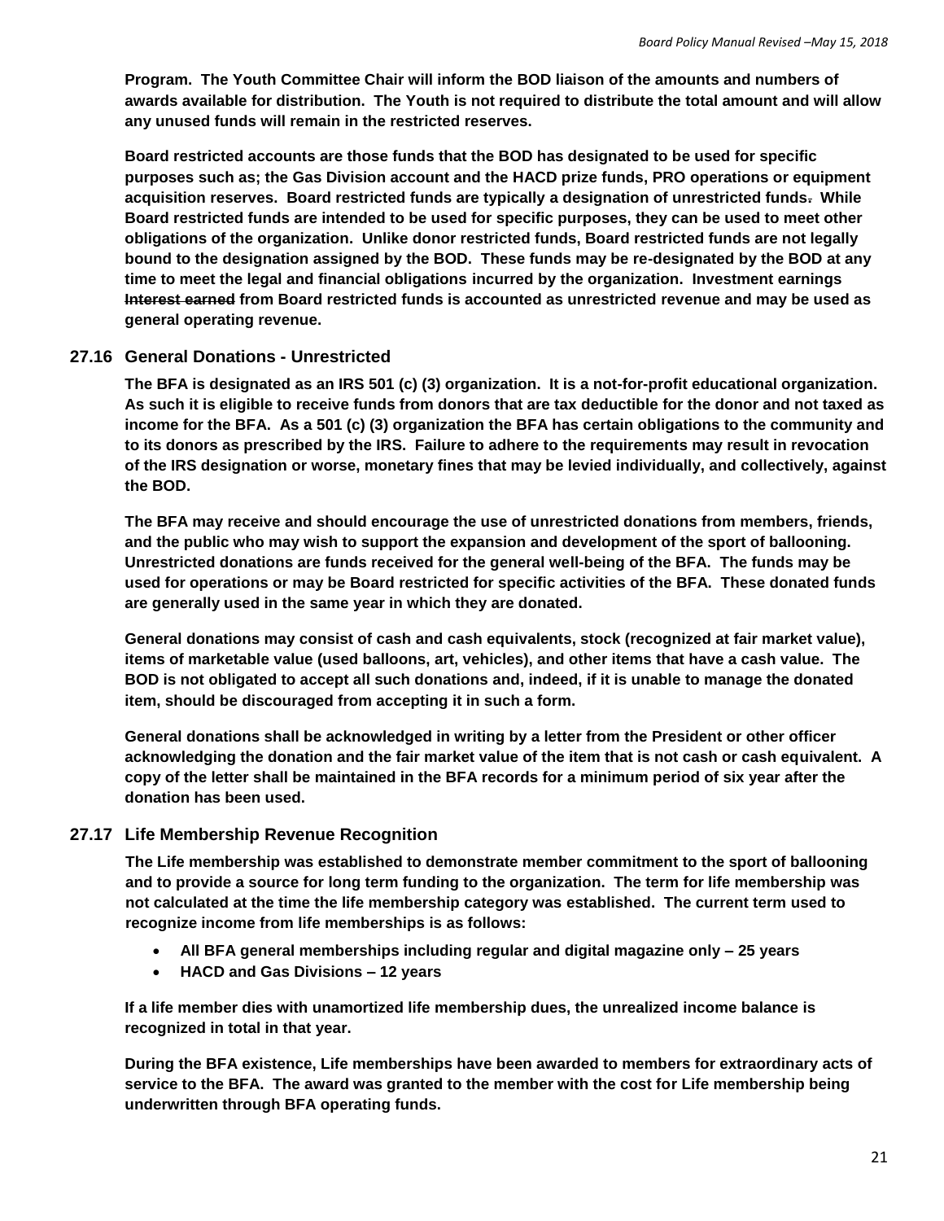**Program. The Youth Committee Chair will inform the BOD liaison of the amounts and numbers of awards available for distribution. The Youth is not required to distribute the total amount and will allow any unused funds will remain in the restricted reserves.**

**Board restricted accounts are those funds that the BOD has designated to be used for specific purposes such as; the Gas Division account and the HACD prize funds, PRO operations or equipment acquisition reserves. Board restricted funds are typically a designation of unrestricted funds. While Board restricted funds are intended to be used for specific purposes, they can be used to meet other obligations of the organization. Unlike donor restricted funds, Board restricted funds are not legally bound to the designation assigned by the BOD. These funds may be re-designated by the BOD at any time to meet the legal and financial obligations incurred by the organization. Investment earnings ~~Interest earned~~ from Board restricted funds is accounted as unrestricted revenue and may be used as general operating revenue.**

### 27.16 General Donations - Unrestricted

**The BFA is designated as an IRS 501 (c) (3) organization. It is a not-for-profit educational organization. As such it is eligible to receive funds from donors that are tax deductible for the donor and not taxed as income for the BFA. As a 501 (c) (3) organization the BFA has certain obligations to the community and to its donors as prescribed by the IRS. Failure to adhere to the requirements may result in revocation of the IRS designation or worse, monetary fines that may be levied individually, and collectively, against the BOD.**

**The BFA may receive and should encourage the use of unrestricted donations from members, friends, and the public who may wish to support the expansion and development of the sport of ballooning. Unrestricted donations are funds received for the general well-being of the BFA. The funds may be used for operations or may be Board restricted for specific activities of the BFA. These donated funds are generally used in the same year in which they are donated.**

**General donations may consist of cash and cash equivalents, stock (recognized at fair market value), items of marketable value (used balloons, art, vehicles), and other items that have a cash value. The BOD is not obligated to accept all such donations and, indeed, if it is unable to manage the donated item, should be discouraged from accepting it in such a form.**

**General donations shall be acknowledged in writing by a letter from the President or other officer acknowledging the donation and the fair market value of the item that is not cash or cash equivalent. A copy of the letter shall be maintained in the BFA records for a minimum period of six year after the donation has been used.**

### 27.17 Life Membership Revenue Recognition

**The Life membership was established to demonstrate member commitment to the sport of ballooning and to provide a source for long term funding to the organization. The term for life membership was not calculated at the time the life membership category was established. The current term used to recognize income from life memberships is as follows:**

- **All BFA general memberships including regular and digital magazine only – 25 years**
- **HACD and Gas Divisions – 12 years**

**If a life member dies with unamortized life membership dues, the unrealized income balance is recognized in total in that year.**

**During the BFA existence, Life memberships have been awarded to members for extraordinary acts of service to the BFA. The award was granted to the member with the cost for Life membership being underwritten through BFA operating funds.**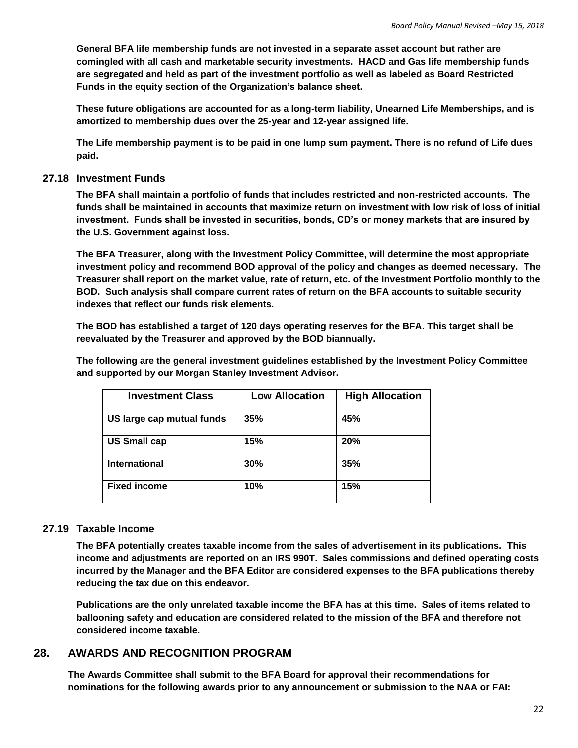**General BFA life membership funds are not invested in a separate asset account but rather are comingled with all cash and marketable security investments. HACD and Gas life membership funds are segregated and held as part of the investment portfolio as well as labeled as Board Restricted Funds in the equity section of the Organization's balance sheet.**

**These future obligations are accounted for as a long-term liability, Unearned Life Memberships, and is amortized to membership dues over the 25-year and 12-year assigned life.**

**The Life membership payment is to be paid in one lump sum payment. There is no refund of Life dues paid.**

### 27.18 Investment Funds

**The BFA shall maintain a portfolio of funds that includes restricted and non-restricted accounts. The funds shall be maintained in accounts that maximize return on investment with low risk of loss of initial investment. Funds shall be invested in securities, bonds, CD's or money markets that are insured by the U.S. Government against loss.**

**The BFA Treasurer, along with the Investment Policy Committee, will determine the most appropriate investment policy and recommend BOD approval of the policy and changes as deemed necessary. The Treasurer shall report on the market value, rate of return, etc. of the Investment Portfolio monthly to the BOD. Such analysis shall compare current rates of return on the BFA accounts to suitable security indexes that reflect our funds risk elements.**

**The BOD has established a target of 120 days operating reserves for the BFA. This target shall be reevaluated by the Treasurer and approved by the BOD biannually.**

**The following are the general investment guidelines established by the Investment Policy Committee and supported by our Morgan Stanley Investment Advisor.**

| Investment Class | Low Allocation | High Allocation |
|---|---|---|
| US large cap mutual funds | 35% | 45% |
| US Small cap | 15% | 20% |
| International | 30% | 35% |
| Fixed income | 10% | 15% |

### 27.19 Taxable Income

**The BFA potentially creates taxable income from the sales of advertisement in its publications. This income and adjustments are reported on an IRS 990T. Sales commissions and defined operating costs incurred by the Manager and the BFA Editor are considered expenses to the BFA publications thereby reducing the tax due on this endeavor.**

**Publications are the only unrelated taxable income the BFA has at this time. Sales of items related to ballooning safety and education are considered related to the mission of the BFA and therefore not considered income taxable.**

## 28. AWARDS AND RECOGNITION PROGRAM

**The Awards Committee shall submit to the BFA Board for approval their recommendations for nominations for the following awards prior to any announcement or submission to the NAA or FAI:**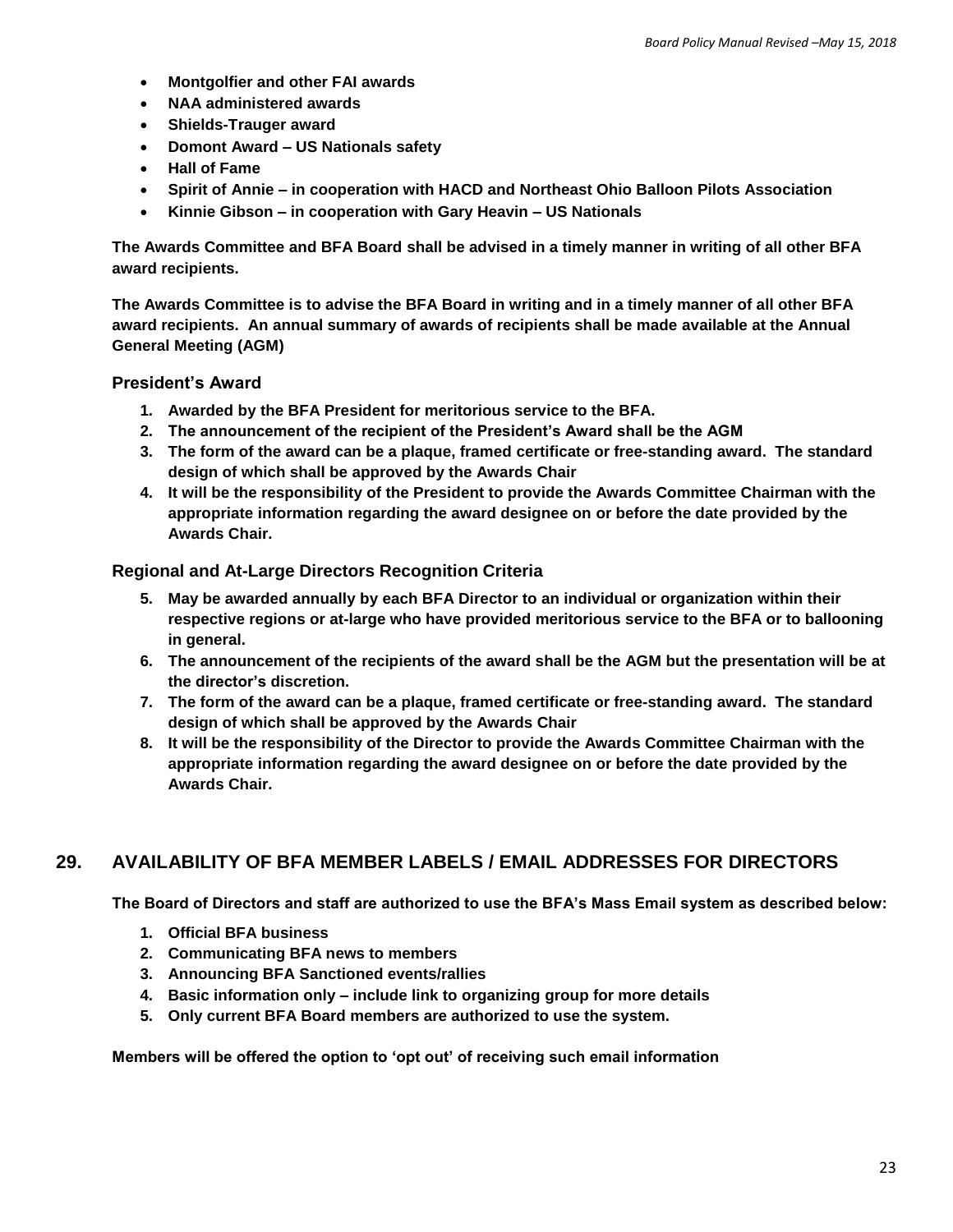- **Montgolfier and other FAI awards**
- **NAA administered awards**
- **Shields-Trauger award**
- **Domont Award – US Nationals safety**
- **Hall of Fame**
- **Spirit of Annie – in cooperation with HACD and Northeast Ohio Balloon Pilots Association**
- **Kinnie Gibson – in cooperation with Gary Heavin – US Nationals**

**The Awards Committee and BFA Board shall be advised in a timely manner in writing of all other BFA award recipients.**

**The Awards Committee is to advise the BFA Board in writing and in a timely manner of all other BFA award recipients. An annual summary of awards of recipients shall be made available at the Annual General Meeting (AGM)**

### President's Award

1. **Awarded by the BFA President for meritorious service to the BFA.**
2. **The announcement of the recipient of the President's Award shall be the AGM**
3. **The form of the award can be a plaque, framed certificate or free-standing award. The standard design of which shall be approved by the Awards Chair**
4. **It will be the responsibility of the President to provide the Awards Committee Chairman with the appropriate information regarding the award designee on or before the date provided by the Awards Chair.**

### Regional and At-Large Directors Recognition Criteria

5. **May be awarded annually by each BFA Director to an individual or organization within their respective regions or at-large who have provided meritorious service to the BFA or to ballooning in general.**
6. **The announcement of the recipients of the award shall be the AGM but the presentation will be at the director's discretion.**
7. **The form of the award can be a plaque, framed certificate or free-standing award. The standard design of which shall be approved by the Awards Chair**
8. **It will be the responsibility of the Director to provide the Awards Committee Chairman with the appropriate information regarding the award designee on or before the date provided by the Awards Chair.**

## 29. AVAILABILITY OF BFA MEMBER LABELS / EMAIL ADDRESSES FOR DIRECTORS

**The Board of Directors and staff are authorized to use the BFA's Mass Email system as described below:**

1. **Official BFA business**
2. **Communicating BFA news to members**
3. **Announcing BFA Sanctioned events/rallies**
4. **Basic information only – include link to organizing group for more details**
5. **Only current BFA Board members are authorized to use the system.**

**Members will be offered the option to 'opt out' of receiving such email information**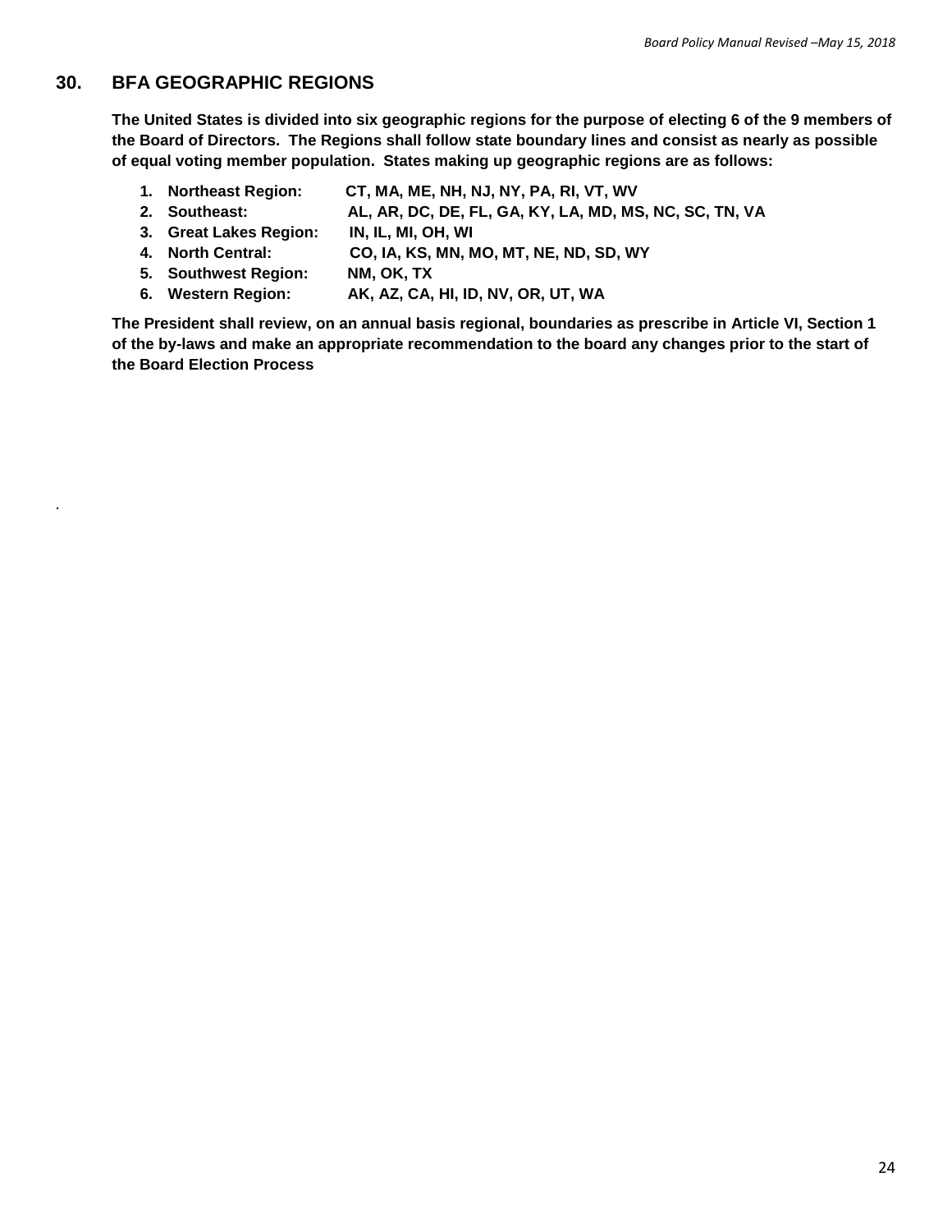## 30. BFA GEOGRAPHIC REGIONS

**The United States is divided into six geographic regions for the purpose of electing 6 of the 9 members of the Board of Directors. The Regions shall follow state boundary lines and consist as nearly as possible of equal voting member population. States making up geographic regions are as follows:**

1. **Northeast Region: CT, MA, ME, NH, NJ, NY, PA, RI, VT, WV**
2. **Southeast: AL, AR, DC, DE, FL, GA, KY, LA, MD, MS, NC, SC, TN, VA**
3. **Great Lakes Region: IN, IL, MI, OH, WI**
4. **North Central: CO, IA, KS, MN, MO, MT, NE, ND, SD, WY**
5. **Southwest Region: NM, OK, TX**
6. **Western Region: AK, AZ, CA, HI, ID, NV, OR, UT, WA**

**The President shall review, on an annual basis regional, boundaries as prescribe in Article VI, Section 1 of the by-laws and make an appropriate recommendation to the board any changes prior to the start of the Board Election Process**

.